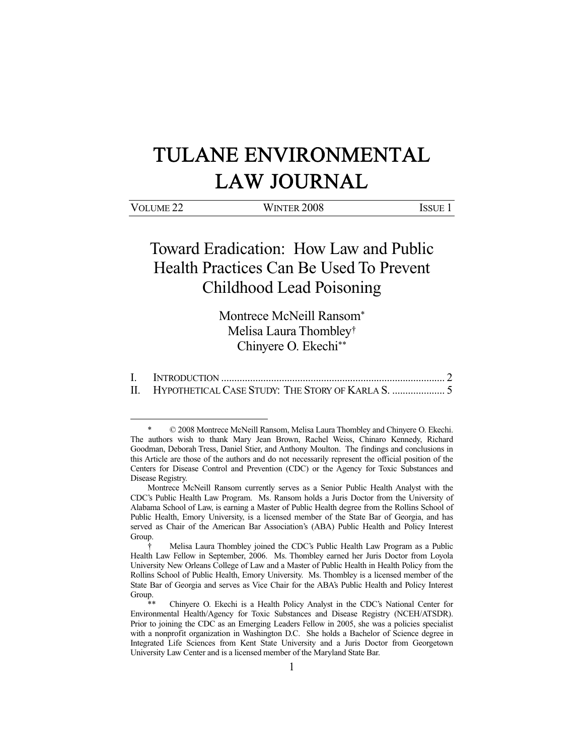# TULANE ENVIRONMENTAL LAW JOURNAL

| VOLUME 22 | WINTER 2008 | ISSUE 1 |
|---|---|---|

## Toward Eradication: How Law and Public Health Practices Can Be Used To Prevent Childhood Lead Poisoning

Montrece McNeill Ransom*
Melisa Laura Thombley†
Chinyere O. Ekechi**

I. INTRODUCTION .................................................................................... 2
II. HYPOTHETICAL CASE STUDY: THE STORY OF KARLA S. .................... 5

---

\* © 2008 Montrece McNeill Ransom, Melisa Laura Thombley and Chinyere O. Ekechi. The authors wish to thank Mary Jean Brown, Rachel Weiss, Chinaro Kennedy, Richard Goodman, Deborah Tress, Daniel Stier, and Anthony Moulton. The findings and conclusions in this Article are those of the authors and do not necessarily represent the official position of the Centers for Disease Control and Prevention (CDC) or the Agency for Toxic Substances and Disease Registry.

Montrece McNeill Ransom currently serves as a Senior Public Health Analyst with the CDC's Public Health Law Program. Ms. Ransom holds a Juris Doctor from the University of Alabama School of Law, is earning a Master of Public Health degree from the Rollins School of Public Health, Emory University, is a licensed member of the State Bar of Georgia, and has served as Chair of the American Bar Association's (ABA) Public Health and Policy Interest Group.

† Melisa Laura Thombley joined the CDC's Public Health Law Program as a Public Health Law Fellow in September, 2006. Ms. Thombley earned her Juris Doctor from Loyola University New Orleans College of Law and a Master of Public Health in Health Policy from the Rollins School of Public Health, Emory University. Ms. Thombley is a licensed member of the State Bar of Georgia and serves as Vice Chair for the ABA's Public Health and Policy Interest Group.

\** Chinyere O. Ekechi is a Health Policy Analyst in the CDC's National Center for Environmental Health/Agency for Toxic Substances and Disease Registry (NCEH/ATSDR). Prior to joining the CDC as an Emerging Leaders Fellow in 2005, she was a policies specialist with a nonprofit organization in Washington D.C. She holds a Bachelor of Science degree in Integrated Life Sciences from Kent State University and a Juris Doctor from Georgetown University Law Center and is a licensed member of the Maryland State Bar.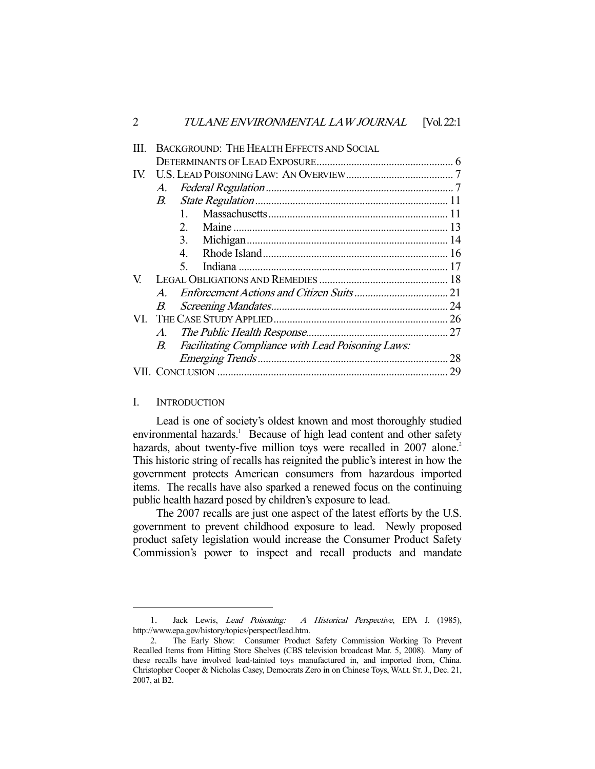| | | |
|---|---|---|
| III. | Background: The Health Effects and Social Determinants of Lead Exposure | 6 |
| IV. | U.S. Lead Poisoning Law: An Overview | 7 |
| | *A. Federal Regulation* | 7 |
| | *B. State Regulation* | 11 |
| | 1. Massachusetts | 11 |
| | 2. Maine | 13 |
| | 3. Michigan | 14 |
| | 4. Rhode Island | 16 |
| | 5. Indiana | 17 |
| V. | Legal Obligations and Remedies | 18 |
| | *A. Enforcement Actions and Citizen Suits* | 21 |
| | *B. Screening Mandates* | 24 |
| VI. | The Case Study Applied | 26 |
| | *A. The Public Health Response* | 27 |
| | *B. Facilitating Compliance with Lead Poisoning Laws: Emerging Trends* | 28 |
| VII. | Conclusion | 29 |

## I. Introduction

Lead is one of society's oldest known and most thoroughly studied environmental hazards.[1] Because of high lead content and other safety hazards, about twenty-five million toys were recalled in 2007 alone.[2] This historic string of recalls has reignited the public's interest in how the government protects American consumers from hazardous imported items. The recalls have also sparked a renewed focus on the continuing public health hazard posed by children's exposure to lead.

The 2007 recalls are just one aspect of the latest efforts by the U.S. government to prevent childhood exposure to lead. Newly proposed product safety legislation would increase the Consumer Product Safety Commission's power to inspect and recall products and mandate

---

1. Jack Lewis, *Lead Poisoning: A Historical Perspective*, EPA J. (1985), http://www.epa.gov/history/topics/perspect/lead.htm.

2. The Early Show: Consumer Product Safety Commission Working To Prevent Recalled Items from Hitting Store Shelves (CBS television broadcast Mar. 5, 2008). Many of these recalls have involved lead-tainted toys manufactured in, and imported from, China. Christopher Cooper & Nicholas Casey, Democrats Zero in on Chinese Toys, WALL ST. J., Dec. 21, 2007, at B2.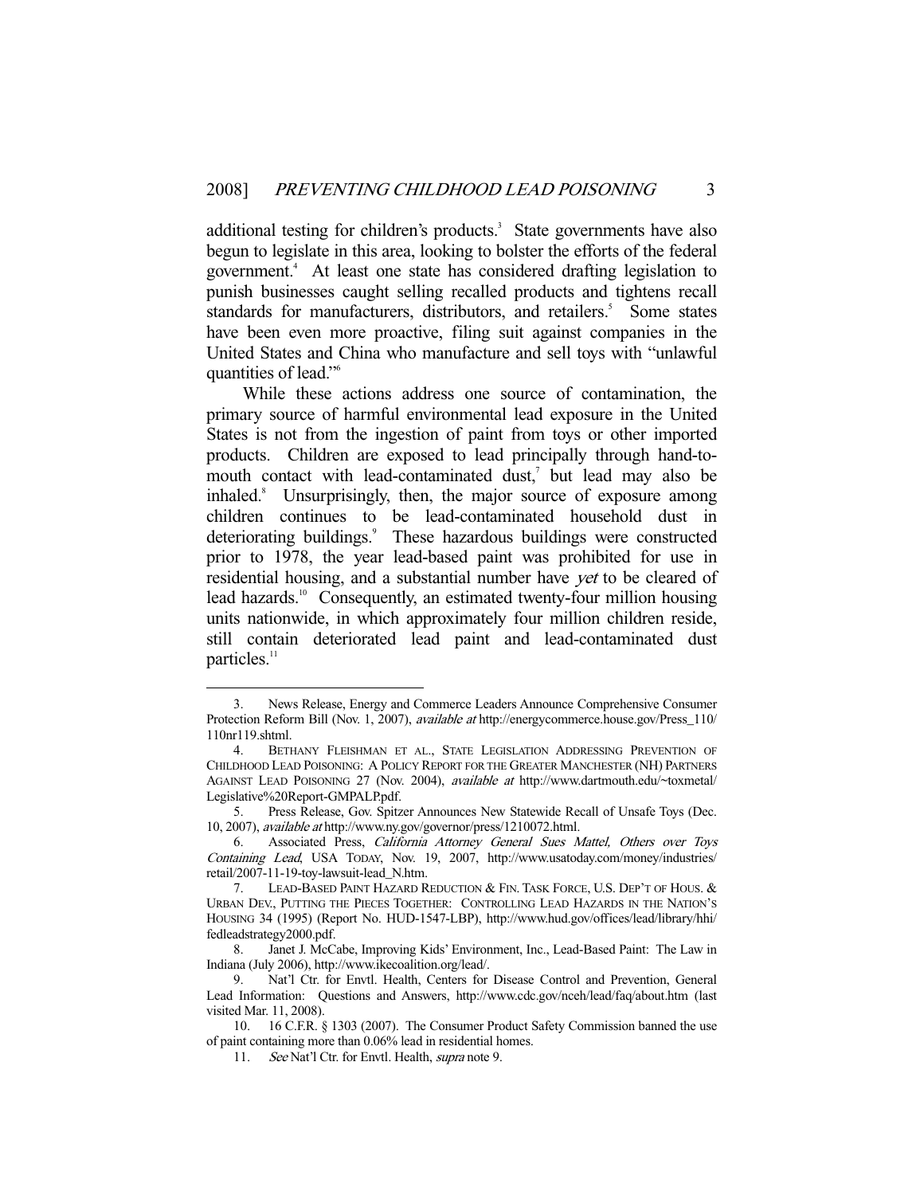additional testing for children's products.[3] State governments have also begun to legislate in this area, looking to bolster the efforts of the federal government.[4] At least one state has considered drafting legislation to punish businesses caught selling recalled products and tightens recall standards for manufacturers, distributors, and retailers.[5] Some states have been even more proactive, filing suit against companies in the United States and China who manufacture and sell toys with "unlawful quantities of lead."[6]

While these actions address one source of contamination, the primary source of harmful environmental lead exposure in the United States is not from the ingestion of paint from toys or other imported products. Children are exposed to lead principally through hand-to-mouth contact with lead-contaminated dust,[7] but lead may also be inhaled.[8] Unsurprisingly, then, the major source of exposure among children continues to be lead-contaminated household dust in deteriorating buildings.[9] These hazardous buildings were constructed prior to 1978, the year lead-based paint was prohibited for use in residential housing, and a substantial number have *yet* to be cleared of lead hazards.[10] Consequently, an estimated twenty-four million housing units nationwide, in which approximately four million children reside, still contain deteriorated lead paint and lead-contaminated dust particles.[11]

---

3. News Release, Energy and Commerce Leaders Announce Comprehensive Consumer Protection Reform Bill (Nov. 1, 2007), *available at* http://energycommerce.house.gov/Press_110/110nr119.shtml.

4. BETHANY FLEISHMAN ET AL., STATE LEGISLATION ADDRESSING PREVENTION OF CHILDHOOD LEAD POISONING: A POLICY REPORT FOR THE GREATER MANCHESTER (NH) PARTNERS AGAINST LEAD POISONING 27 (Nov. 2004), *available at* http://www.dartmouth.edu/~toxmetal/Legislative%20Report-GMPALP.pdf.

5. Press Release, Gov. Spitzer Announces New Statewide Recall of Unsafe Toys (Dec. 10, 2007), *available at* http://www.ny.gov/governor/press/1210072.html.

6. Associated Press, *California Attorney General Sues Mattel, Others over Toys Containing Lead*, USA TODAY, Nov. 19, 2007, http://www.usatoday.com/money/industries/retail/2007-11-19-toy-lawsuit-lead_N.htm.

7. LEAD-BASED PAINT HAZARD REDUCTION & FIN. TASK FORCE, U.S. DEP'T OF HOUS. & URBAN DEV., PUTTING THE PIECES TOGETHER: CONTROLLING LEAD HAZARDS IN THE NATION'S HOUSING 34 (1995) (Report No. HUD-1547-LBP), http://www.hud.gov/offices/lead/library/hhi/fedleadstrategy2000.pdf.

8. Janet J. McCabe, Improving Kids' Environment, Inc., Lead-Based Paint: The Law in Indiana (July 2006), http://www.ikecoalition.org/lead/.

9. Nat'l Ctr. for Envtl. Health, Centers for Disease Control and Prevention, General Lead Information: Questions and Answers, http://www.cdc.gov/nceh/lead/faq/about.htm (last visited Mar. 11, 2008).

10. 16 C.F.R. § 1303 (2007). The Consumer Product Safety Commission banned the use of paint containing more than 0.06% lead in residential homes.

11. *See* Nat'l Ctr. for Envtl. Health, *supra* note 9.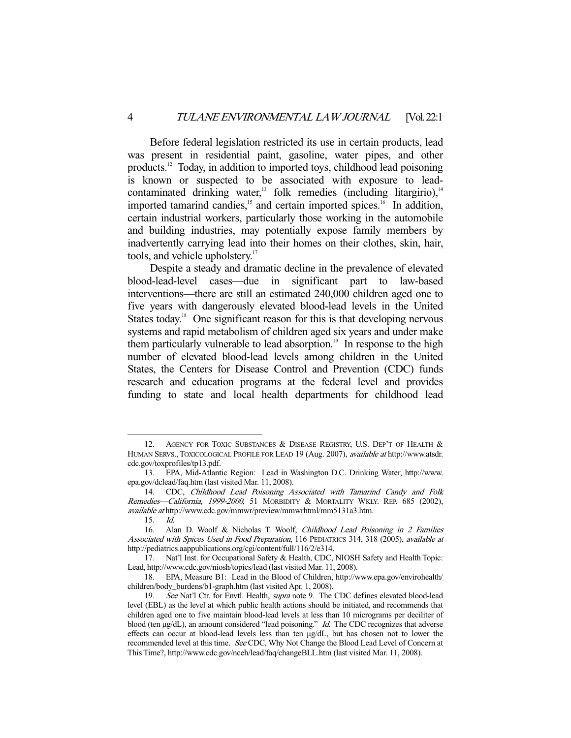Before federal legislation restricted its use in certain products, lead was present in residential paint, gasoline, water pipes, and other products.[12] Today, in addition to imported toys, childhood lead poisoning is known or suspected to be associated with exposure to lead-contaminated drinking water,[13] folk remedies (including litargirio),[14] imported tamarind candies,[15] and certain imported spices.[16] In addition, certain industrial workers, particularly those working in the automobile and building industries, may potentially expose family members by inadvertently carrying lead into their homes on their clothes, skin, hair, tools, and vehicle upholstery.[17]

Despite a steady and dramatic decline in the prevalence of elevated blood-lead-level cases—due in significant part to law-based interventions—there are still an estimated 240,000 children aged one to five years with dangerously elevated blood-lead levels in the United States today.[18] One significant reason for this is that developing nervous systems and rapid metabolism of children aged six years and under make them particularly vulnerable to lead absorption.[19] In response to the high number of elevated blood-lead levels among children in the United States, the Centers for Disease Control and Prevention (CDC) funds research and education programs at the federal level and provides funding to state and local health departments for childhood lead

---

12. AGENCY FOR TOXIC SUBSTANCES & DISEASE REGISTRY, U.S. DEP'T OF HEALTH & HUMAN SERVS., TOXICOLOGICAL PROFILE FOR LEAD 19 (Aug. 2007), *available at* http://www.atsdr.cdc.gov/toxprofiles/tp13.pdf.

13. EPA, Mid-Atlantic Region: Lead in Washington D.C. Drinking Water, http://www.epa.gov/dclead/faq.htm (last visited Mar. 11, 2008).

14. CDC, *Childhood Lead Poisoning Associated with Tamarind Candy and Folk Remedies—California, 1999-2000*, 51 MORBIDITY & MORTALITY WKLY. REP. 685 (2002), *available at* http://www.cdc.gov/mmwr/preview/mmwrhtml/mm5131a3.htm.

15. *Id.*

16. Alan D. Woolf & Nicholas T. Woolf, *Childhood Lead Poisoning in 2 Families Associated with Spices Used in Food Preparation*, 116 PEDIATRICS 314, 318 (2005), *available at* http://pediatrics.aappublications.org/cgi/content/full/116/2/e314.

17. Nat'l Inst. for Occupational Safety & Health, CDC, NIOSH Safety and Health Topic: Lead, http://www.cdc.gov/niosh/topics/lead (last visited Mar. 11, 2008).

18. EPA, Measure B1: Lead in the Blood of Children, http://www.epa.gov/envirohealth/children/body_burdens/b1-graph.htm (last visited Apr. 1, 2008).

19. *See* Nat'l Ctr. for Envtl. Health, *supra* note 9. The CDC defines elevated blood-lead level (EBL) as the level at which public health actions should be initiated, and recommends that children aged one to five maintain blood-lead levels at less than 10 micrograms per deciliter of blood (ten µg/dL), an amount considered "lead poisoning." *Id.* The CDC recognizes that adverse effects can occur at blood-lead levels less than ten µg/dL, but has chosen not to lower the recommended level at this time. *See* CDC, Why Not Change the Blood Lead Level of Concern at This Time?, http://www.cdc.gov/nceh/lead/faq/changeBLL.htm (last visited Mar. 11, 2008).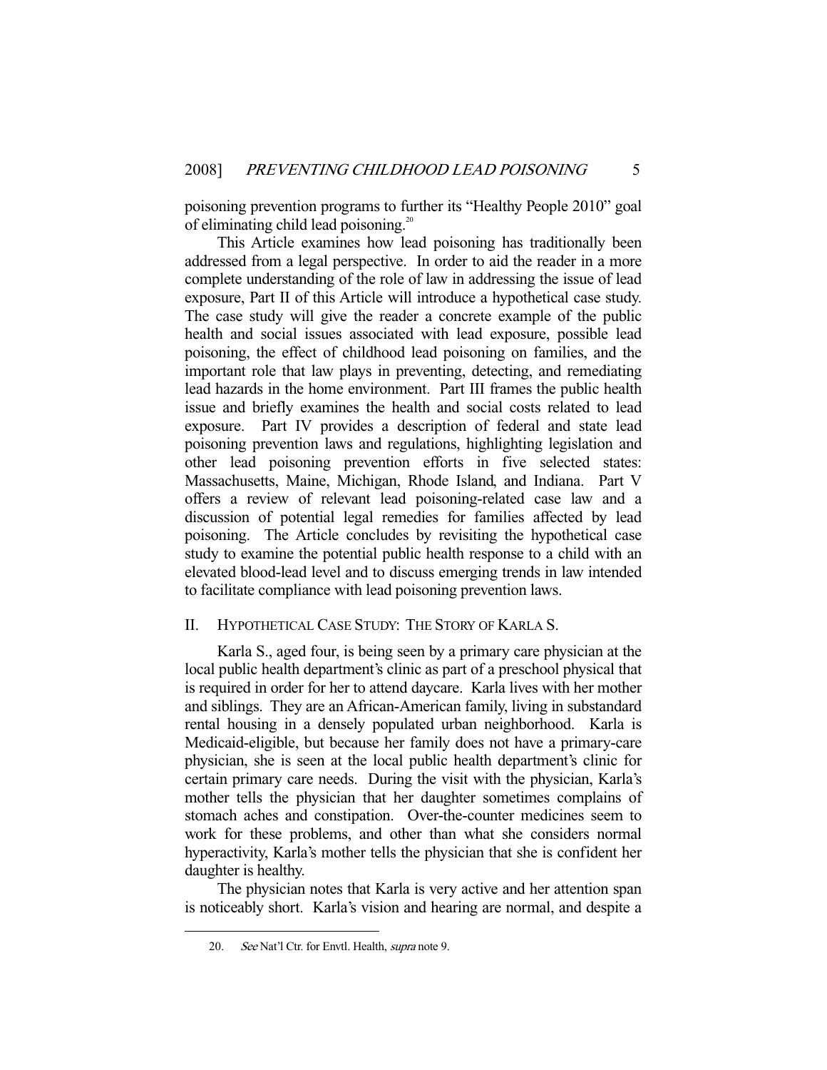poisoning prevention programs to further its "Healthy People 2010" goal of eliminating child lead poisoning.[20]

This Article examines how lead poisoning has traditionally been addressed from a legal perspective. In order to aid the reader in a more complete understanding of the role of law in addressing the issue of lead exposure, Part II of this Article will introduce a hypothetical case study. The case study will give the reader a concrete example of the public health and social issues associated with lead exposure, possible lead poisoning, the effect of childhood lead poisoning on families, and the important role that law plays in preventing, detecting, and remediating lead hazards in the home environment. Part III frames the public health issue and briefly examines the health and social costs related to lead exposure. Part IV provides a description of federal and state lead poisoning prevention laws and regulations, highlighting legislation and other lead poisoning prevention efforts in five selected states: Massachusetts, Maine, Michigan, Rhode Island, and Indiana. Part V offers a review of relevant lead poisoning-related case law and a discussion of potential legal remedies for families affected by lead poisoning. The Article concludes by revisiting the hypothetical case study to examine the potential public health response to a child with an elevated blood-lead level and to discuss emerging trends in law intended to facilitate compliance with lead poisoning prevention laws.

## II. HYPOTHETICAL CASE STUDY: THE STORY OF KARLA S.

Karla S., aged four, is being seen by a primary care physician at the local public health department's clinic as part of a preschool physical that is required in order for her to attend daycare. Karla lives with her mother and siblings. They are an African-American family, living in substandard rental housing in a densely populated urban neighborhood. Karla is Medicaid-eligible, but because her family does not have a primary-care physician, she is seen at the local public health department's clinic for certain primary care needs. During the visit with the physician, Karla's mother tells the physician that her daughter sometimes complains of stomach aches and constipation. Over-the-counter medicines seem to work for these problems, and other than what she considers normal hyperactivity, Karla's mother tells the physician that she is confident her daughter is healthy.

The physician notes that Karla is very active and her attention span is noticeably short. Karla's vision and hearing are normal, and despite a

20. *See* Nat'l Ctr. for Envtl. Health, *supra* note 9.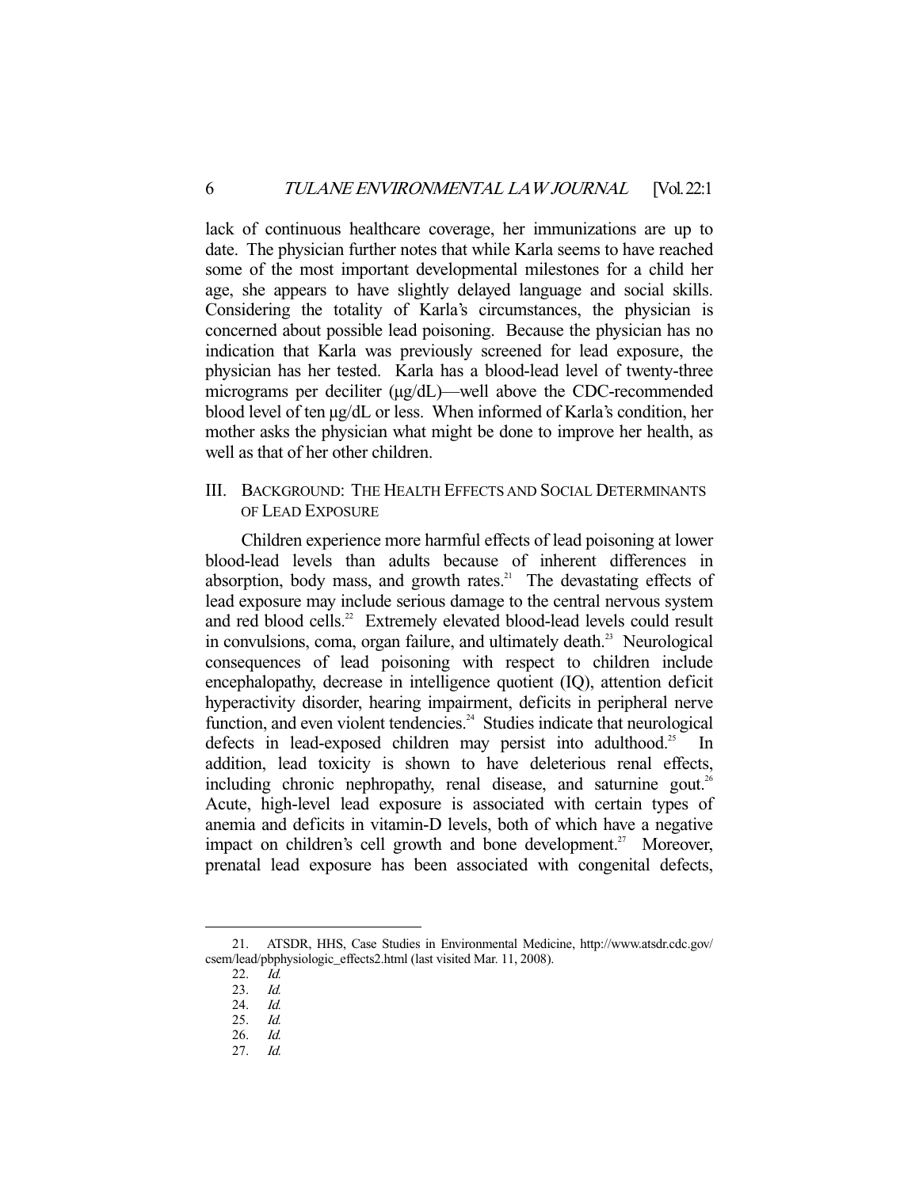lack of continuous healthcare coverage, her immunizations are up to date. The physician further notes that while Karla seems to have reached some of the most important developmental milestones for a child her age, she appears to have slightly delayed language and social skills. Considering the totality of Karla's circumstances, the physician is concerned about possible lead poisoning. Because the physician has no indication that Karla was previously screened for lead exposure, the physician has her tested. Karla has a blood-lead level of twenty-three micrograms per deciliter (μg/dL)—well above the CDC-recommended blood level of ten μg/dL or less. When informed of Karla's condition, her mother asks the physician what might be done to improve her health, as well as that of her other children.

## III. BACKGROUND: THE HEALTH EFFECTS AND SOCIAL DETERMINANTS OF LEAD EXPOSURE

Children experience more harmful effects of lead poisoning at lower blood-lead levels than adults because of inherent differences in absorption, body mass, and growth rates.[21] The devastating effects of lead exposure may include serious damage to the central nervous system and red blood cells.[22] Extremely elevated blood-lead levels could result in convulsions, coma, organ failure, and ultimately death.[23] Neurological consequences of lead poisoning with respect to children include encephalopathy, decrease in intelligence quotient (IQ), attention deficit hyperactivity disorder, hearing impairment, deficits in peripheral nerve function, and even violent tendencies.[24] Studies indicate that neurological defects in lead-exposed children may persist into adulthood.[25] In addition, lead toxicity is shown to have deleterious renal effects, including chronic nephropathy, renal disease, and saturnine gout.[26] Acute, high-level lead exposure is associated with certain types of anemia and deficits in vitamin-D levels, both of which have a negative impact on children's cell growth and bone development.[27] Moreover, prenatal lead exposure has been associated with congenital defects,

---

21. ATSDR, HHS, Case Studies in Environmental Medicine, http://www.atsdr.cdc.gov/csem/lead/pbphysiologic_effects2.html (last visited Mar. 11, 2008).
22. *Id.*
23. *Id.*
24. *Id.*
25. *Id.*
26. *Id.*
27. *Id.*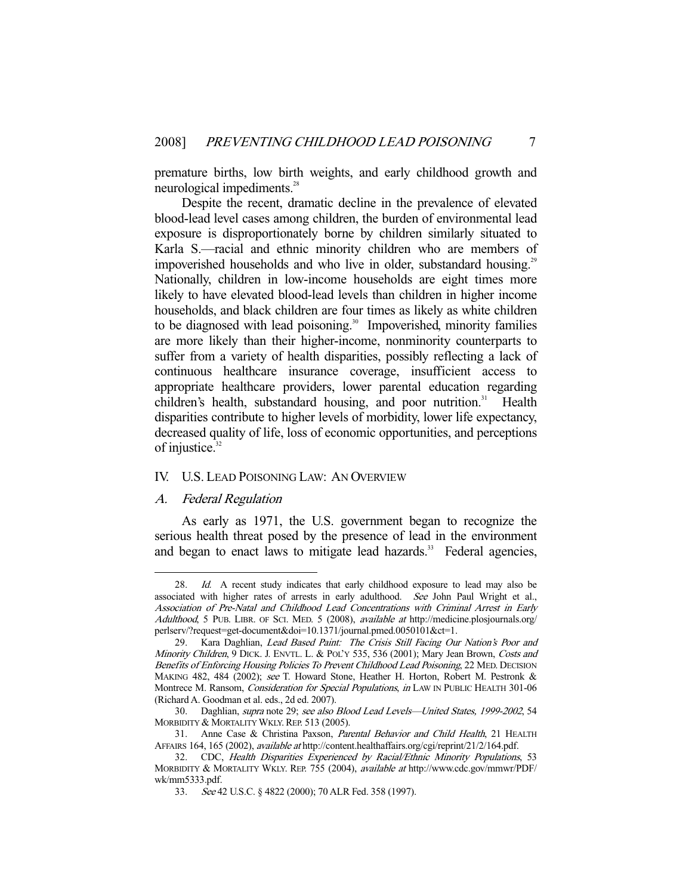premature births, low birth weights, and early childhood growth and neurological impediments.[28]

Despite the recent, dramatic decline in the prevalence of elevated blood-lead level cases among children, the burden of environmental lead exposure is disproportionately borne by children similarly situated to Karla S.—racial and ethnic minority children who are members of impoverished households and who live in older, substandard housing.[29] Nationally, children in low-income households are eight times more likely to have elevated blood-lead levels than children in higher income households, and black children are four times as likely as white children to be diagnosed with lead poisoning.[30] Impoverished, minority families are more likely than their higher-income, nonminority counterparts to suffer from a variety of health disparities, possibly reflecting a lack of continuous healthcare insurance coverage, insufficient access to appropriate healthcare providers, lower parental education regarding children's health, substandard housing, and poor nutrition.[31] Health disparities contribute to higher levels of morbidity, lower life expectancy, decreased quality of life, loss of economic opportunities, and perceptions of injustice.[32]

## IV. U.S. LEAD POISONING LAW: AN OVERVIEW

### A. *Federal Regulation*

As early as 1971, the U.S. government began to recognize the serious health threat posed by the presence of lead in the environment and began to enact laws to mitigate lead hazards.[33] Federal agencies,

---

28. *Id.* A recent study indicates that early childhood exposure to lead may also be associated with higher rates of arrests in early adulthood. *See* John Paul Wright et al., *Association of Pre-Natal and Childhood Lead Concentrations with Criminal Arrest in Early Adulthood*, 5 PUB. LIBR. OF SCI. MED. 5 (2008), *available at* http://medicine.plosjournals.org/perlserv/?request=get-document&doi=10.1371/journal.pmed.0050101&ct=1.

29. Kara Daghlian, *Lead Based Paint: The Crisis Still Facing Our Nation's Poor and Minority Children*, 9 DICK. J. ENVTL. L. & POL'Y 535, 536 (2001); Mary Jean Brown, *Costs and Benefits of Enforcing Housing Policies To Prevent Childhood Lead Poisoning*, 22 MED. DECISION MAKING 482, 484 (2002); *see* T. Howard Stone, Heather H. Horton, Robert M. Pestronk & Montrece M. Ransom, *Consideration for Special Populations*, *in* LAW IN PUBLIC HEALTH 301-06 (Richard A. Goodman et al. eds., 2d ed. 2007).

30. Daghlian, *supra* note 29; *see also Blood Lead Levels—United States, 1999-2002*, 54 MORBIDITY & MORTALITY WKLY. REP. 513 (2005).

31. Anne Case & Christina Paxson, *Parental Behavior and Child Health*, 21 HEALTH AFFAIRS 164, 165 (2002), *available at* http://content.healthaffairs.org/cgi/reprint/21/2/164.pdf.

32. CDC, *Health Disparities Experienced by Racial/Ethnic Minority Populations*, 53 MORBIDITY & MORTALITY WKLY. REP. 755 (2004), *available at* http://www.cdc.gov/mmwr/PDF/wk/mm5333.pdf.

33. *See* 42 U.S.C. § 4822 (2000); 70 ALR Fed. 358 (1997).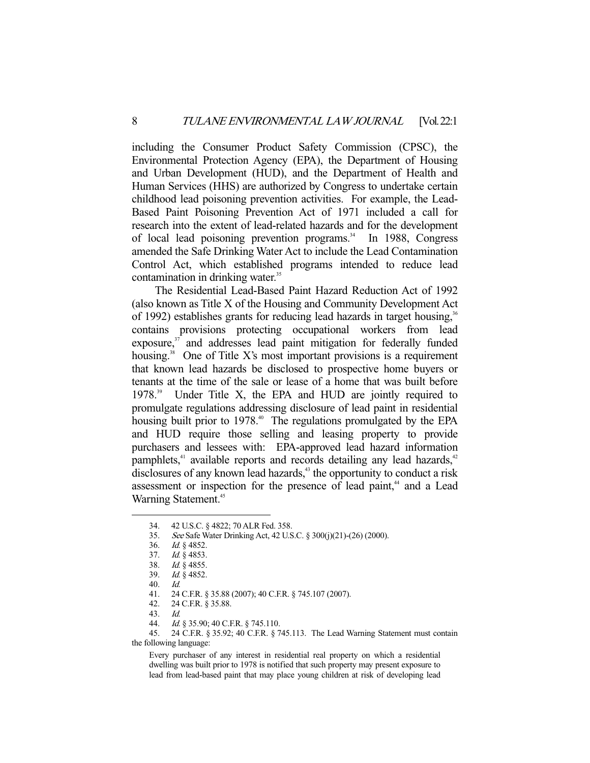including the Consumer Product Safety Commission (CPSC), the Environmental Protection Agency (EPA), the Department of Housing and Urban Development (HUD), and the Department of Health and Human Services (HHS) are authorized by Congress to undertake certain childhood lead poisoning prevention activities. For example, the Lead-Based Paint Poisoning Prevention Act of 1971 included a call for research into the extent of lead-related hazards and for the development of local lead poisoning prevention programs.[34] In 1988, Congress amended the Safe Drinking Water Act to include the Lead Contamination Control Act, which established programs intended to reduce lead contamination in drinking water.[35]

The Residential Lead-Based Paint Hazard Reduction Act of 1992 (also known as Title X of the Housing and Community Development Act of 1992) establishes grants for reducing lead hazards in target housing,[36] contains provisions protecting occupational workers from lead exposure,[37] and addresses lead paint mitigation for federally funded housing.[38] One of Title X's most important provisions is a requirement that known lead hazards be disclosed to prospective home buyers or tenants at the time of the sale or lease of a home that was built before 1978.[39] Under Title X, the EPA and HUD are jointly required to promulgate regulations addressing disclosure of lead paint in residential housing built prior to 1978.[40] The regulations promulgated by the EPA and HUD require those selling and leasing property to provide purchasers and lessees with: EPA-approved lead hazard information pamphlets,[41] available reports and records detailing any lead hazards,[42] disclosures of any known lead hazards,[43] the opportunity to conduct a risk assessment or inspection for the presence of lead paint,[44] and a Lead Warning Statement.[45]

---

34. 42 U.S.C. § 4822; 70 ALR Fed. 358.
35. *See* Safe Water Drinking Act, 42 U.S.C. § 300(j)(21)-(26) (2000).
36. *Id.* § 4852.
37. *Id.* § 4853.
38. *Id.* § 4855.
39. *Id.* § 4852.
40. *Id.*
41. 24 C.F.R. § 35.88 (2007); 40 C.F.R. § 745.107 (2007).
42. 24 C.F.R. § 35.88.
43. *Id.*
44. *Id.* § 35.90; 40 C.F.R. § 745.110.
45. 24 C.F.R. § 35.92; 40 C.F.R. § 745.113. The Lead Warning Statement must contain the following language:

> Every purchaser of any interest in residential real property on which a residential dwelling was built prior to 1978 is notified that such property may present exposure to lead from lead-based paint that may place young children at risk of developing lead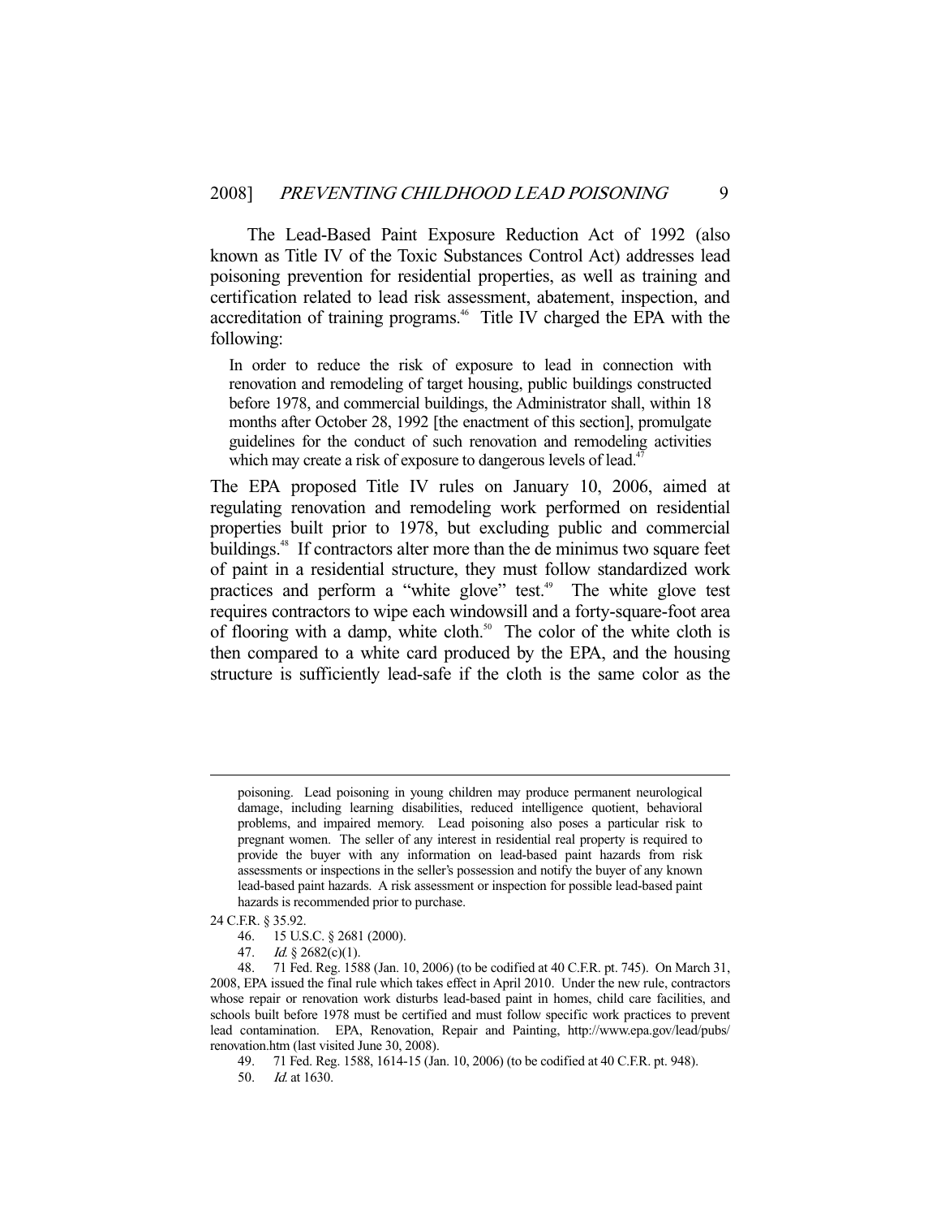The Lead-Based Paint Exposure Reduction Act of 1992 (also known as Title IV of the Toxic Substances Control Act) addresses lead poisoning prevention for residential properties, as well as training and certification related to lead risk assessment, abatement, inspection, and accreditation of training programs.[46] Title IV charged the EPA with the following:

> In order to reduce the risk of exposure to lead in connection with renovation and remodeling of target housing, public buildings constructed before 1978, and commercial buildings, the Administrator shall, within 18 months after October 28, 1992 [the enactment of this section], promulgate guidelines for the conduct of such renovation and remodeling activities which may create a risk of exposure to dangerous levels of lead.[47]

The EPA proposed Title IV rules on January 10, 2006, aimed at regulating renovation and remodeling work performed on residential properties built prior to 1978, but excluding public and commercial buildings.[48] If contractors alter more than the de minimus two square feet of paint in a residential structure, they must follow standardized work practices and perform a "white glove" test.[49] The white glove test requires contractors to wipe each windowsill and a forty-square-foot area of flooring with a damp, white cloth.[50] The color of the white cloth is then compared to a white card produced by the EPA, and the housing structure is sufficiently lead-safe if the cloth is the same color as the

---

poisoning. Lead poisoning in young children may produce permanent neurological damage, including learning disabilities, reduced intelligence quotient, behavioral problems, and impaired memory. Lead poisoning also poses a particular risk to pregnant women. The seller of any interest in residential real property is required to provide the buyer with any information on lead-based paint hazards from risk assessments or inspections in the seller's possession and notify the buyer of any known lead-based paint hazards. A risk assessment or inspection for possible lead-based paint hazards is recommended prior to purchase.

24 C.F.R. § 35.92.

46. 15 U.S.C. § 2681 (2000).

47. *Id.* § 2682(c)(1).

48. 71 Fed. Reg. 1588 (Jan. 10, 2006) (to be codified at 40 C.F.R. pt. 745). On March 31, 2008, EPA issued the final rule which takes effect in April 2010. Under the new rule, contractors whose repair or renovation work disturbs lead-based paint in homes, child care facilities, and schools built before 1978 must be certified and must follow specific work practices to prevent lead contamination. EPA, Renovation, Repair and Painting, http://www.epa.gov/lead/pubs/renovation.htm (last visited June 30, 2008).

49. 71 Fed. Reg. 1588, 1614-15 (Jan. 10, 2006) (to be codified at 40 C.F.R. pt. 948).

50. *Id.* at 1630.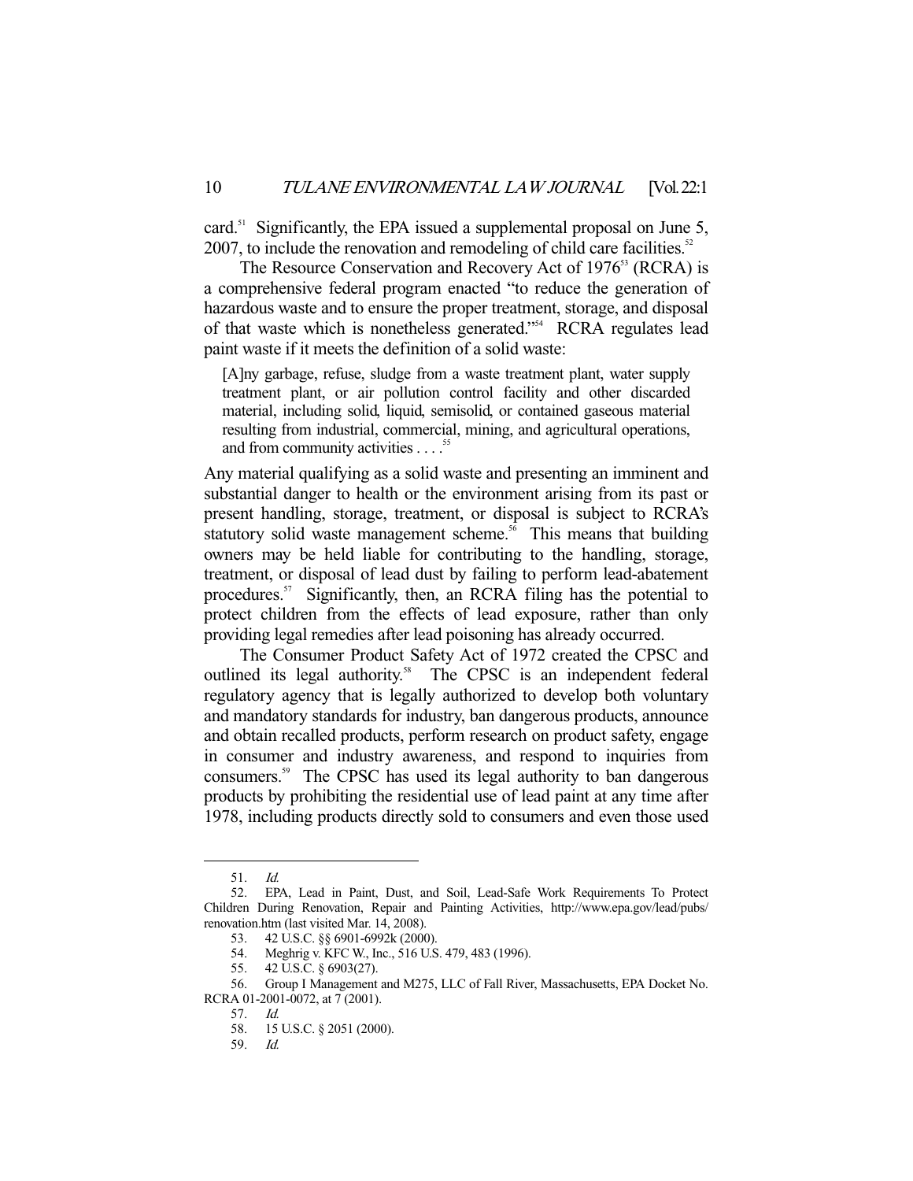card.[51] Significantly, the EPA issued a supplemental proposal on June 5, 2007, to include the renovation and remodeling of child care facilities.[52]

The Resource Conservation and Recovery Act of 1976[53] (RCRA) is a comprehensive federal program enacted "to reduce the generation of hazardous waste and to ensure the proper treatment, storage, and disposal of that waste which is nonetheless generated."[54] RCRA regulates lead paint waste if it meets the definition of a solid waste:

> [A]ny garbage, refuse, sludge from a waste treatment plant, water supply treatment plant, or air pollution control facility and other discarded material, including solid, liquid, semisolid, or contained gaseous material resulting from industrial, commercial, mining, and agricultural operations, and from community activities . . . .[55]

Any material qualifying as a solid waste and presenting an imminent and substantial danger to health or the environment arising from its past or present handling, storage, treatment, or disposal is subject to RCRA's statutory solid waste management scheme.[56] This means that building owners may be held liable for contributing to the handling, storage, treatment, or disposal of lead dust by failing to perform lead-abatement procedures.[57] Significantly, then, an RCRA filing has the potential to protect children from the effects of lead exposure, rather than only providing legal remedies after lead poisoning has already occurred.

The Consumer Product Safety Act of 1972 created the CPSC and outlined its legal authority.[58] The CPSC is an independent federal regulatory agency that is legally authorized to develop both voluntary and mandatory standards for industry, ban dangerous products, announce and obtain recalled products, perform research on product safety, engage in consumer and industry awareness, and respond to inquiries from consumers.[59] The CPSC has used its legal authority to ban dangerous products by prohibiting the residential use of lead paint at any time after 1978, including products directly sold to consumers and even those used

---

51. *Id.*
52. EPA, Lead in Paint, Dust, and Soil, Lead-Safe Work Requirements To Protect Children During Renovation, Repair and Painting Activities, http://www.epa.gov/lead/pubs/renovation.htm (last visited Mar. 14, 2008).
53. 42 U.S.C. §§ 6901-6992k (2000).
54. Meghrig v. KFC W., Inc., 516 U.S. 479, 483 (1996).
55. 42 U.S.C. § 6903(27).
56. Group I Management and M275, LLC of Fall River, Massachusetts, EPA Docket No. RCRA 01-2001-0072, at 7 (2001).
57. *Id.*
58. 15 U.S.C. § 2051 (2000).
59. *Id.*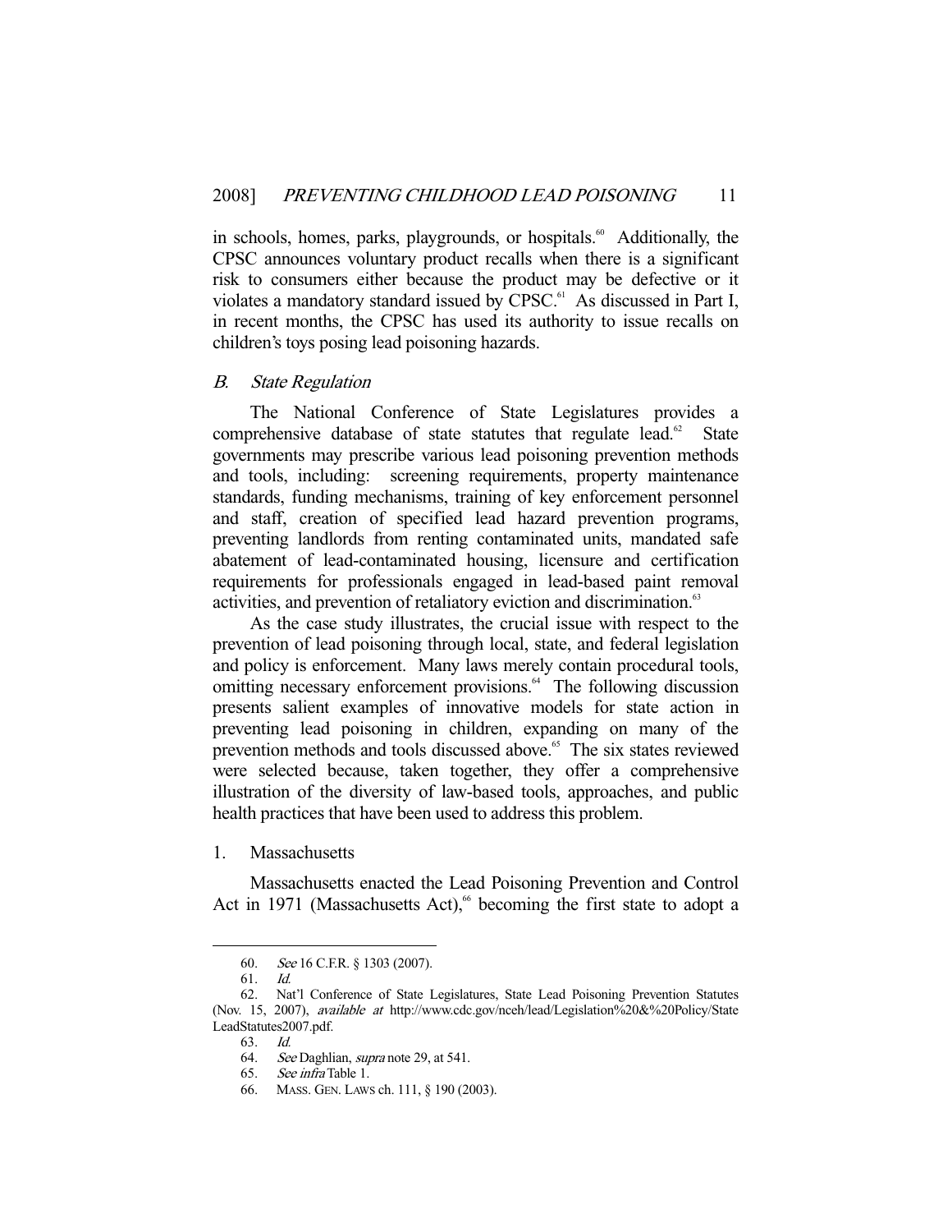in schools, homes, parks, playgrounds, or hospitals.[60] Additionally, the CPSC announces voluntary product recalls when there is a significant risk to consumers either because the product may be defective or it violates a mandatory standard issued by CPSC.[61] As discussed in Part I, in recent months, the CPSC has used its authority to issue recalls on children's toys posing lead poisoning hazards.

### *B. State Regulation*

The National Conference of State Legislatures provides a comprehensive database of state statutes that regulate lead.[62] State governments may prescribe various lead poisoning prevention methods and tools, including: screening requirements, property maintenance standards, funding mechanisms, training of key enforcement personnel and staff, creation of specified lead hazard prevention programs, preventing landlords from renting contaminated units, mandated safe abatement of lead-contaminated housing, licensure and certification requirements for professionals engaged in lead-based paint removal activities, and prevention of retaliatory eviction and discrimination.[63]

As the case study illustrates, the crucial issue with respect to the prevention of lead poisoning through local, state, and federal legislation and policy is enforcement. Many laws merely contain procedural tools, omitting necessary enforcement provisions.[64] The following discussion presents salient examples of innovative models for state action in preventing lead poisoning in children, expanding on many of the prevention methods and tools discussed above.[65] The six states reviewed were selected because, taken together, they offer a comprehensive illustration of the diversity of law-based tools, approaches, and public health practices that have been used to address this problem.

#### 1. Massachusetts

Massachusetts enacted the Lead Poisoning Prevention and Control Act in 1971 (Massachusetts Act),[66] becoming the first state to adopt a

---

60. *See* 16 C.F.R. § 1303 (2007).

61. *Id.*

62. Nat'l Conference of State Legislatures, State Lead Poisoning Prevention Statutes (Nov. 15, 2007), *available at* http://www.cdc.gov/nceh/lead/Legislation%20&%20Policy/StateLeadStatutes2007.pdf.

63. *Id.*

64. *See* Daghlian, *supra* note 29, at 541.

65. *See infra* Table 1.

66. MASS. GEN. LAWS ch. 111, § 190 (2003).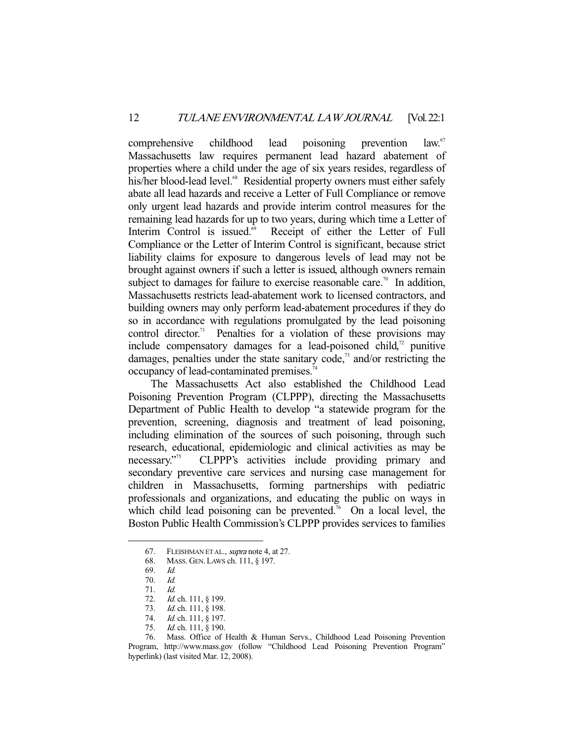comprehensive childhood lead poisoning prevention law.[67] Massachusetts law requires permanent lead hazard abatement of properties where a child under the age of six years resides, regardless of his/her blood-lead level.[68] Residential property owners must either safely abate all lead hazards and receive a Letter of Full Compliance or remove only urgent lead hazards and provide interim control measures for the remaining lead hazards for up to two years, during which time a Letter of Interim Control is issued.[69] Receipt of either the Letter of Full Compliance or the Letter of Interim Control is significant, because strict liability claims for exposure to dangerous levels of lead may not be brought against owners if such a letter is issued, although owners remain subject to damages for failure to exercise reasonable care.[70] In addition, Massachusetts restricts lead-abatement work to licensed contractors, and building owners may only perform lead-abatement procedures if they do so in accordance with regulations promulgated by the lead poisoning control director.[71] Penalties for a violation of these provisions may include compensatory damages for a lead-poisoned child,[72] punitive damages, penalties under the state sanitary code,[73] and/or restricting the occupancy of lead-contaminated premises.[74]

The Massachusetts Act also established the Childhood Lead Poisoning Prevention Program (CLPPP), directing the Massachusetts Department of Public Health to develop "a statewide program for the prevention, screening, diagnosis and treatment of lead poisoning, including elimination of the sources of such poisoning, through such research, educational, epidemiologic and clinical activities as may be necessary."[75] CLPPP's activities include providing primary and secondary preventive care services and nursing case management for children in Massachusetts, forming partnerships with pediatric professionals and organizations, and educating the public on ways in which child lead poisoning can be prevented.[76] On a local level, the Boston Public Health Commission's CLPPP provides services to families

---

67. FLEISHMAN ET AL., *supra* note 4, at 27.
68. MASS. GEN. LAWS ch. 111, § 197.
69. *Id.*
70. *Id.*
71. *Id.*
72. *Id.* ch. 111, § 199.
73. *Id.* ch. 111, § 198.
74. *Id.* ch. 111, § 197.
75. *Id.* ch. 111, § 190.
76. Mass. Office of Health & Human Servs., Childhood Lead Poisoning Prevention Program, http://www.mass.gov (follow "Childhood Lead Poisoning Prevention Program" hyperlink) (last visited Mar. 12, 2008).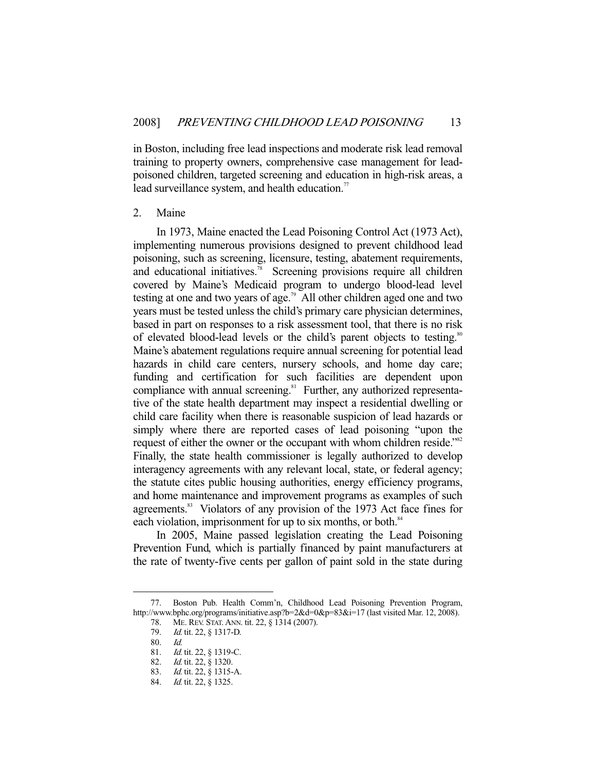in Boston, including free lead inspections and moderate risk lead removal training to property owners, comprehensive case management for lead-poisoned children, targeted screening and education in high-risk areas, a lead surveillance system, and health education.[77]

### 2. Maine

In 1973, Maine enacted the Lead Poisoning Control Act (1973 Act), implementing numerous provisions designed to prevent childhood lead poisoning, such as screening, licensure, testing, abatement requirements, and educational initiatives.[78] Screening provisions require all children covered by Maine's Medicaid program to undergo blood-lead level testing at one and two years of age.[79] All other children aged one and two years must be tested unless the child's primary care physician determines, based in part on responses to a risk assessment tool, that there is no risk of elevated blood-lead levels or the child's parent objects to testing.[80] Maine's abatement regulations require annual screening for potential lead hazards in child care centers, nursery schools, and home day care; funding and certification for such facilities are dependent upon compliance with annual screening.[81] Further, any authorized representative of the state health department may inspect a residential dwelling or child care facility when there is reasonable suspicion of lead hazards or simply where there are reported cases of lead poisoning "upon the request of either the owner or the occupant with whom children reside."[82] Finally, the state health commissioner is legally authorized to develop interagency agreements with any relevant local, state, or federal agency; the statute cites public housing authorities, energy efficiency programs, and home maintenance and improvement programs as examples of such agreements.[83] Violators of any provision of the 1973 Act face fines for each violation, imprisonment for up to six months, or both.[84]

In 2005, Maine passed legislation creating the Lead Poisoning Prevention Fund, which is partially financed by paint manufacturers at the rate of twenty-five cents per gallon of paint sold in the state during

---

77. Boston Pub. Health Comm'n, Childhood Lead Poisoning Prevention Program, http://www.bphc.org/programs/initiative.asp?b=2&d=0&p=83&i=17 (last visited Mar. 12, 2008).

78. ME. REV. STAT. ANN. tit. 22, § 1314 (2007).

79. *Id.* tit. 22, § 1317-D.

80. *Id.*

81. *Id.* tit. 22, § 1319-C.

82. *Id.* tit. 22, § 1320.

83. *Id.* tit. 22, § 1315-A.

84. *Id.* tit. 22, § 1325.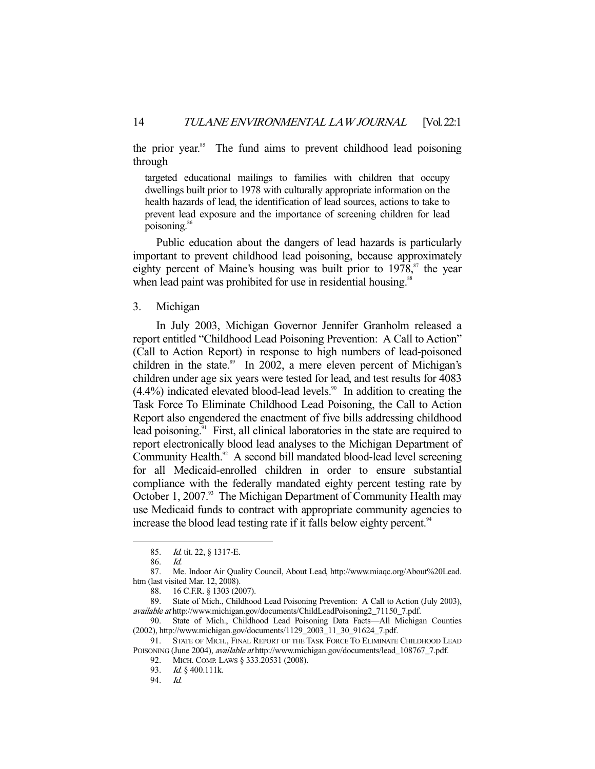the prior year.[85] The fund aims to prevent childhood lead poisoning through

> targeted educational mailings to families with children that occupy dwellings built prior to 1978 with culturally appropriate information on the health hazards of lead, the identification of lead sources, actions to take to prevent lead exposure and the importance of screening children for lead poisoning.[86]

Public education about the dangers of lead hazards is particularly important to prevent childhood lead poisoning, because approximately eighty percent of Maine's housing was built prior to 1978,[87] the year when lead paint was prohibited for use in residential housing.[88]

### 3. Michigan

In July 2003, Michigan Governor Jennifer Granholm released a report entitled "Childhood Lead Poisoning Prevention: A Call to Action" (Call to Action Report) in response to high numbers of lead-poisoned children in the state.[89] In 2002, a mere eleven percent of Michigan's children under age six years were tested for lead, and test results for 4083 (4.4%) indicated elevated blood-lead levels.[90] In addition to creating the Task Force To Eliminate Childhood Lead Poisoning, the Call to Action Report also engendered the enactment of five bills addressing childhood lead poisoning.[91] First, all clinical laboratories in the state are required to report electronically blood lead analyses to the Michigan Department of Community Health.[92] A second bill mandated blood-lead level screening for all Medicaid-enrolled children in order to ensure substantial compliance with the federally mandated eighty percent testing rate by October 1, 2007.[93] The Michigan Department of Community Health may use Medicaid funds to contract with appropriate community agencies to increase the blood lead testing rate if it falls below eighty percent.[94]

---

85. *Id.* tit. 22, § 1317-E.

86. *Id.*

87. Me. Indoor Air Quality Council, About Lead, http://www.miaqc.org/About%20Lead.htm (last visited Mar. 12, 2008).

88. 16 C.F.R. § 1303 (2007).

89. State of Mich., Childhood Lead Poisoning Prevention: A Call to Action (July 2003), *available at* http://www.michigan.gov/documents/ChildLeadPoisoning2_71150_7.pdf.

90. State of Mich., Childhood Lead Poisoning Data Facts—All Michigan Counties (2002), http://www.michigan.gov/documents/1129_2003_11_30_91624_7.pdf.

91. STATE OF MICH., FINAL REPORT OF THE TASK FORCE TO ELIMINATE CHILDHOOD LEAD POISONING (June 2004), *available at* http://www.michigan.gov/documents/lead_108767_7.pdf.

92. MICH. COMP. LAWS § 333.20531 (2008).

93. *Id.* § 400.111k.

94. *Id.*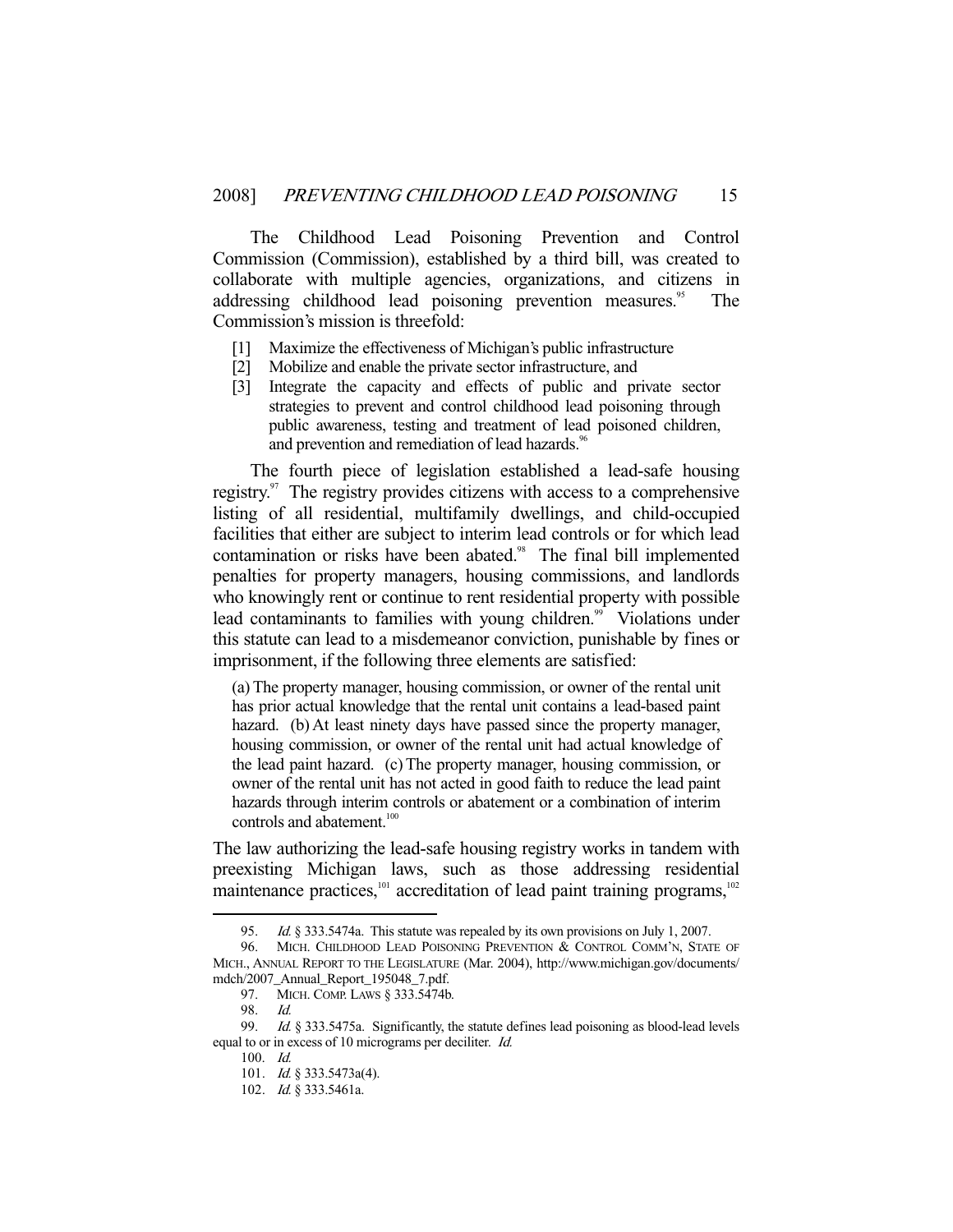The Childhood Lead Poisoning Prevention and Control Commission (Commission), established by a third bill, was created to collaborate with multiple agencies, organizations, and citizens in addressing childhood lead poisoning prevention measures.[95] The Commission's mission is threefold:

> [1] Maximize the effectiveness of Michigan's public infrastructure
>
> [2] Mobilize and enable the private sector infrastructure, and
>
> [3] Integrate the capacity and effects of public and private sector strategies to prevent and control childhood lead poisoning through public awareness, testing and treatment of lead poisoned children, and prevention and remediation of lead hazards.[96]

The fourth piece of legislation established a lead-safe housing registry.[97] The registry provides citizens with access to a comprehensive listing of all residential, multifamily dwellings, and child-occupied facilities that either are subject to interim lead controls or for which lead contamination or risks have been abated.[98] The final bill implemented penalties for property managers, housing commissions, and landlords who knowingly rent or continue to rent residential property with possible lead contaminants to families with young children.[99] Violations under this statute can lead to a misdemeanor conviction, punishable by fines or imprisonment, if the following three elements are satisfied:

> (a) The property manager, housing commission, or owner of the rental unit has prior actual knowledge that the rental unit contains a lead-based paint hazard. (b) At least ninety days have passed since the property manager, housing commission, or owner of the rental unit had actual knowledge of the lead paint hazard. (c) The property manager, housing commission, or owner of the rental unit has not acted in good faith to reduce the lead paint hazards through interim controls or abatement or a combination of interim controls and abatement.[100]

The law authorizing the lead-safe housing registry works in tandem with preexisting Michigan laws, such as those addressing residential maintenance practices,[101] accreditation of lead paint training programs,[102]

---

95. *Id.* § 333.5474a. This statute was repealed by its own provisions on July 1, 2007.

96. MICH. CHILDHOOD LEAD POISONING PREVENTION & CONTROL COMM'N, STATE OF MICH., ANNUAL REPORT TO THE LEGISLATURE (Mar. 2004), http://www.michigan.gov/documents/mdch/2007_Annual_Report_195048_7.pdf.

97. MICH. COMP. LAWS § 333.5474b.

98. *Id.*

99. *Id.* § 333.5475a. Significantly, the statute defines lead poisoning as blood-lead levels equal to or in excess of 10 micrograms per deciliter. *Id.*

100. *Id.*

101. *Id.* § 333.5473a(4).

102. *Id.* § 333.5461a.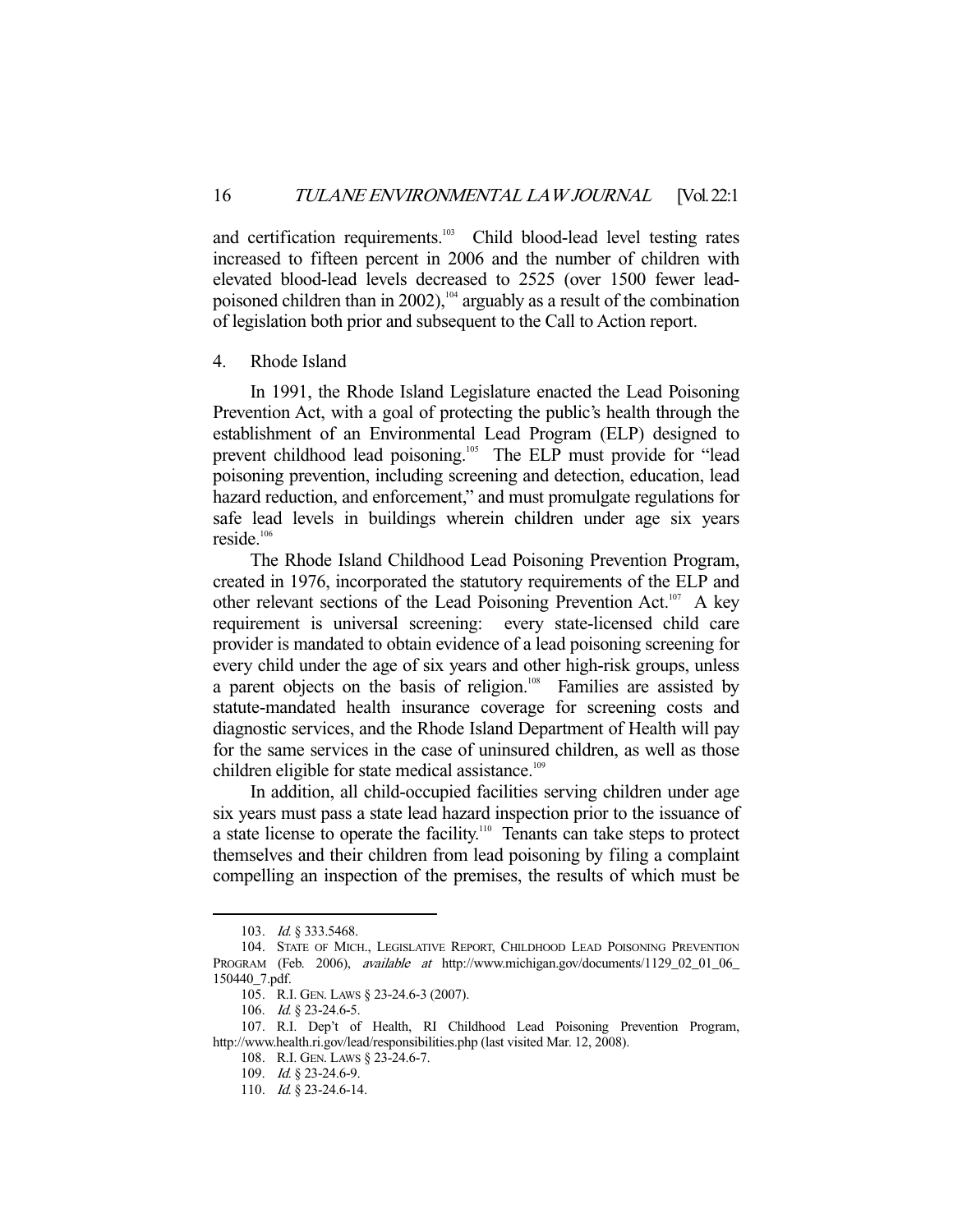and certification requirements.[103] Child blood-lead level testing rates increased to fifteen percent in 2006 and the number of children with elevated blood-lead levels decreased to 2525 (over 1500 fewer lead-poisoned children than in 2002),[104] arguably as a result of the combination of legislation both prior and subsequent to the Call to Action report.

4. Rhode Island

In 1991, the Rhode Island Legislature enacted the Lead Poisoning Prevention Act, with a goal of protecting the public's health through the establishment of an Environmental Lead Program (ELP) designed to prevent childhood lead poisoning.[105] The ELP must provide for "lead poisoning prevention, including screening and detection, education, lead hazard reduction, and enforcement," and must promulgate regulations for safe lead levels in buildings wherein children under age six years reside.[106]

The Rhode Island Childhood Lead Poisoning Prevention Program, created in 1976, incorporated the statutory requirements of the ELP and other relevant sections of the Lead Poisoning Prevention Act.[107] A key requirement is universal screening: every state-licensed child care provider is mandated to obtain evidence of a lead poisoning screening for every child under the age of six years and other high-risk groups, unless a parent objects on the basis of religion.[108] Families are assisted by statute-mandated health insurance coverage for screening costs and diagnostic services, and the Rhode Island Department of Health will pay for the same services in the case of uninsured children, as well as those children eligible for state medical assistance.[109]

In addition, all child-occupied facilities serving children under age six years must pass a state lead hazard inspection prior to the issuance of a state license to operate the facility.[110] Tenants can take steps to protect themselves and their children from lead poisoning by filing a complaint compelling an inspection of the premises, the results of which must be

---

103. *Id.* § 333.5468.

104. STATE OF MICH., LEGISLATIVE REPORT, CHILDHOOD LEAD POISONING PREVENTION PROGRAM (Feb. 2006), *available at* http://www.michigan.gov/documents/1129_02_01_06_150440_7.pdf.

105. R.I. GEN. LAWS § 23-24.6-3 (2007).

106. *Id.* § 23-24.6-5.

107. R.I. Dep't of Health, RI Childhood Lead Poisoning Prevention Program, http://www.health.ri.gov/lead/responsibilities.php (last visited Mar. 12, 2008).

108. R.I. GEN. LAWS § 23-24.6-7.

109. *Id.* § 23-24.6-9.

110. *Id.* § 23-24.6-14.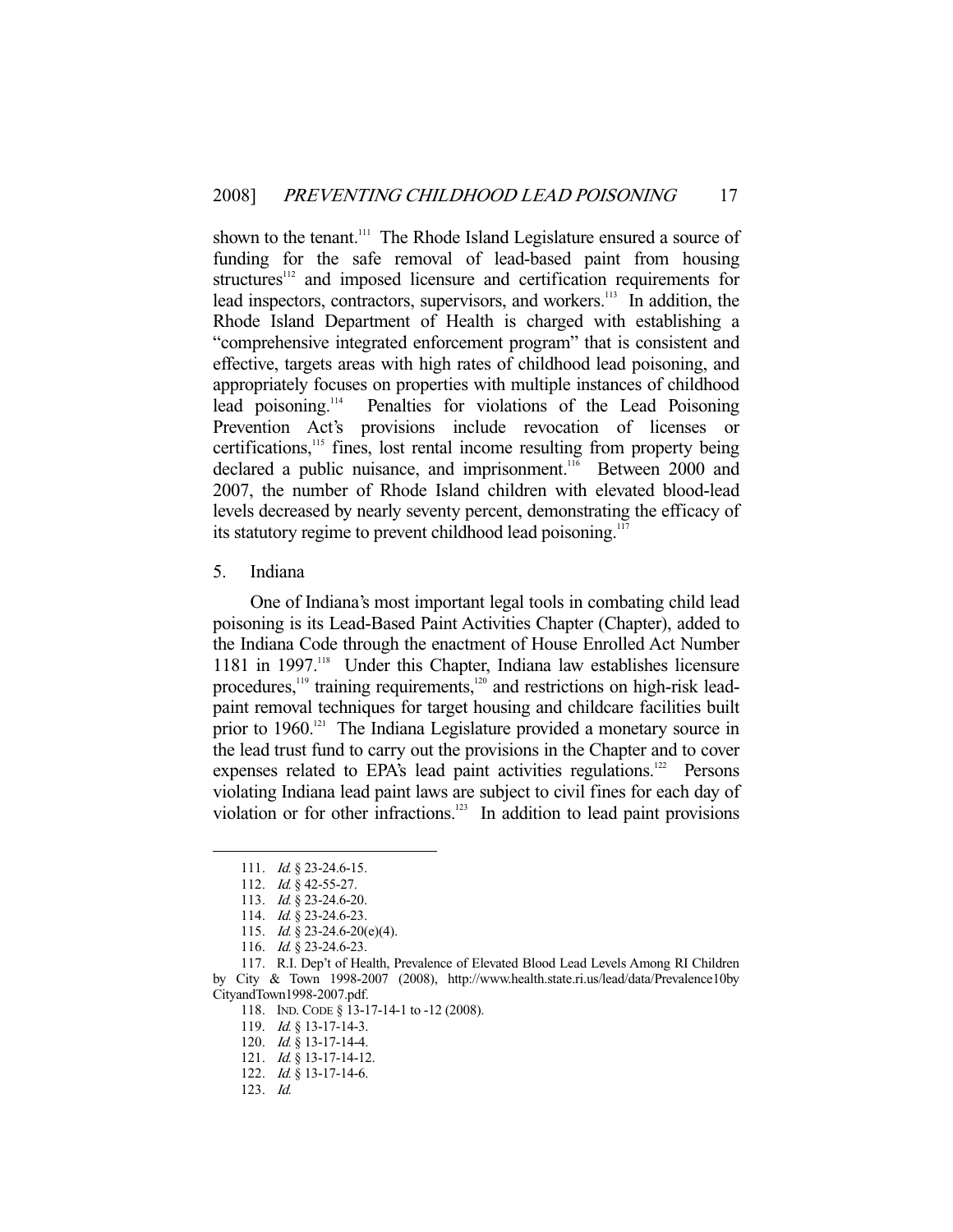shown to the tenant.[111] The Rhode Island Legislature ensured a source of funding for the safe removal of lead-based paint from housing structures[112] and imposed licensure and certification requirements for lead inspectors, contractors, supervisors, and workers.[113] In addition, the Rhode Island Department of Health is charged with establishing a "comprehensive integrated enforcement program" that is consistent and effective, targets areas with high rates of childhood lead poisoning, and appropriately focuses on properties with multiple instances of childhood lead poisoning.[114] Penalties for violations of the Lead Poisoning Prevention Act's provisions include revocation of licenses or certifications,[115] fines, lost rental income resulting from property being declared a public nuisance, and imprisonment.[116] Between 2000 and 2007, the number of Rhode Island children with elevated blood-lead levels decreased by nearly seventy percent, demonstrating the efficacy of its statutory regime to prevent childhood lead poisoning.[117]

5. Indiana

One of Indiana's most important legal tools in combating child lead poisoning is its Lead-Based Paint Activities Chapter (Chapter), added to the Indiana Code through the enactment of House Enrolled Act Number 1181 in 1997.[118] Under this Chapter, Indiana law establishes licensure procedures,[119] training requirements,[120] and restrictions on high-risk lead-paint removal techniques for target housing and childcare facilities built prior to 1960.[121] The Indiana Legislature provided a monetary source in the lead trust fund to carry out the provisions in the Chapter and to cover expenses related to EPA's lead paint activities regulations.[122] Persons violating Indiana lead paint laws are subject to civil fines for each day of violation or for other infractions.[123] In addition to lead paint provisions

---

111. *Id.* § 23-24.6-15.

112. *Id.* § 42-55-27.

113. *Id.* § 23-24.6-20.

114. *Id.* § 23-24.6-23.

115. *Id.* § 23-24.6-20(e)(4).

116. *Id.* § 23-24.6-23.

117. R.I. Dep't of Health, Prevalence of Elevated Blood Lead Levels Among RI Children by City & Town 1998-2007 (2008), http://www.health.state.ri.us/lead/data/Prevalence10byCityandTown1998-2007.pdf.

118. IND. CODE § 13-17-14-1 to -12 (2008).

119. *Id.* § 13-17-14-3.

120. *Id.* § 13-17-14-4.

121. *Id.* § 13-17-14-12.

122. *Id.* § 13-17-14-6.

123. *Id.*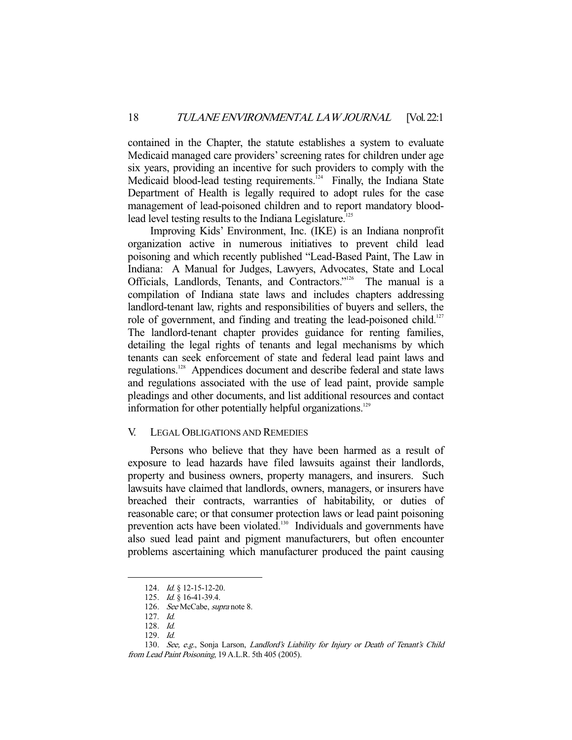contained in the Chapter, the statute establishes a system to evaluate Medicaid managed care providers' screening rates for children under age six years, providing an incentive for such providers to comply with the Medicaid blood-lead testing requirements.[124] Finally, the Indiana State Department of Health is legally required to adopt rules for the case management of lead-poisoned children and to report mandatory blood-lead level testing results to the Indiana Legislature.[125]

Improving Kids' Environment, Inc. (IKE) is an Indiana nonprofit organization active in numerous initiatives to prevent child lead poisoning and which recently published "Lead-Based Paint, The Law in Indiana: A Manual for Judges, Lawyers, Advocates, State and Local Officials, Landlords, Tenants, and Contractors."[126] The manual is a compilation of Indiana state laws and includes chapters addressing landlord-tenant law, rights and responsibilities of buyers and sellers, the role of government, and finding and treating the lead-poisoned child.[127] The landlord-tenant chapter provides guidance for renting families, detailing the legal rights of tenants and legal mechanisms by which tenants can seek enforcement of state and federal lead paint laws and regulations.[128] Appendices document and describe federal and state laws and regulations associated with the use of lead paint, provide sample pleadings and other documents, and list additional resources and contact information for other potentially helpful organizations.[129]

## V. LEGAL OBLIGATIONS AND REMEDIES

Persons who believe that they have been harmed as a result of exposure to lead hazards have filed lawsuits against their landlords, property and business owners, property managers, and insurers. Such lawsuits have claimed that landlords, owners, managers, or insurers have breached their contracts, warranties of habitability, or duties of reasonable care; or that consumer protection laws or lead paint poisoning prevention acts have been violated.[130] Individuals and governments have also sued lead paint and pigment manufacturers, but often encounter problems ascertaining which manufacturer produced the paint causing

---

124. *Id.* § 12-15-12-20.

125. *Id.* § 16-41-39.4.

126. *See* McCabe, *supra* note 8.

127. *Id.*

128. *Id.*

129. *Id.*

130. *See, e.g.*, Sonja Larson, *Landlord's Liability for Injury or Death of Tenant's Child from Lead Paint Poisoning*, 19 A.L.R. 5th 405 (2005).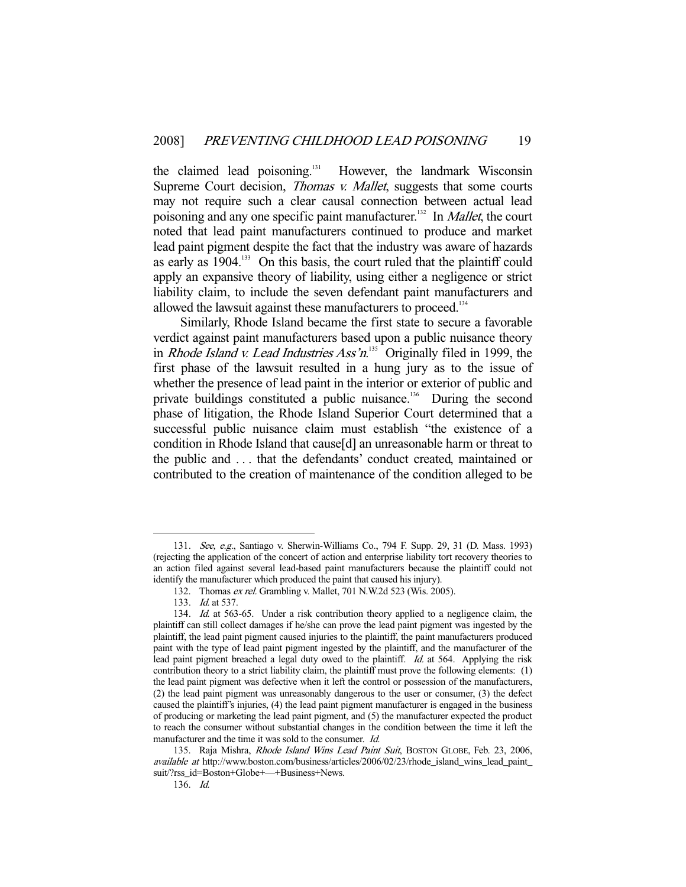the claimed lead poisoning.[131] However, the landmark Wisconsin Supreme Court decision, *Thomas v. Mallet*, suggests that some courts may not require such a clear causal connection between actual lead poisoning and any one specific paint manufacturer.[132] In *Mallet*, the court noted that lead paint manufacturers continued to produce and market lead paint pigment despite the fact that the industry was aware of hazards as early as 1904.[133] On this basis, the court ruled that the plaintiff could apply an expansive theory of liability, using either a negligence or strict liability claim, to include the seven defendant paint manufacturers and allowed the lawsuit against these manufacturers to proceed.[134]

Similarly, Rhode Island became the first state to secure a favorable verdict against paint manufacturers based upon a public nuisance theory in *Rhode Island v. Lead Industries Ass'n*.[135] Originally filed in 1999, the first phase of the lawsuit resulted in a hung jury as to the issue of whether the presence of lead paint in the interior or exterior of public and private buildings constituted a public nuisance.[136] During the second phase of litigation, the Rhode Island Superior Court determined that a successful public nuisance claim must establish "the existence of a condition in Rhode Island that cause[d] an unreasonable harm or threat to the public and . . . that the defendants' conduct created, maintained or contributed to the creation of maintenance of the condition alleged to be

---

131. *See, e.g.*, Santiago v. Sherwin-Williams Co., 794 F. Supp. 29, 31 (D. Mass. 1993) (rejecting the application of the concert of action and enterprise liability tort recovery theories to an action filed against several lead-based paint manufacturers because the plaintiff could not identify the manufacturer which produced the paint that caused his injury).

132. Thomas *ex rel.* Grambling v. Mallet, 701 N.W.2d 523 (Wis. 2005).

133. *Id.* at 537.

134. *Id.* at 563-65. Under a risk contribution theory applied to a negligence claim, the plaintiff can still collect damages if he/she can prove the lead paint pigment was ingested by the plaintiff, the lead paint pigment caused injuries to the plaintiff, the paint manufacturers produced paint with the type of lead paint pigment ingested by the plaintiff, and the manufacturer of the lead paint pigment breached a legal duty owed to the plaintiff. *Id.* at 564. Applying the risk contribution theory to a strict liability claim, the plaintiff must prove the following elements: (1) the lead paint pigment was defective when it left the control or possession of the manufacturers, (2) the lead paint pigment was unreasonably dangerous to the user or consumer, (3) the defect caused the plaintiff's injuries, (4) the lead paint pigment manufacturer is engaged in the business of producing or marketing the lead paint pigment, and (5) the manufacturer expected the product to reach the consumer without substantial changes in the condition between the time it left the manufacturer and the time it was sold to the consumer. *Id.*

135. Raja Mishra, *Rhode Island Wins Lead Paint Suit*, BOSTON GLOBE, Feb. 23, 2006, *available at* http://www.boston.com/business/articles/2006/02/23/rhode_island_wins_lead_paint_suit/?rss_id=Boston+Globe+—+Business+News.

136. *Id.*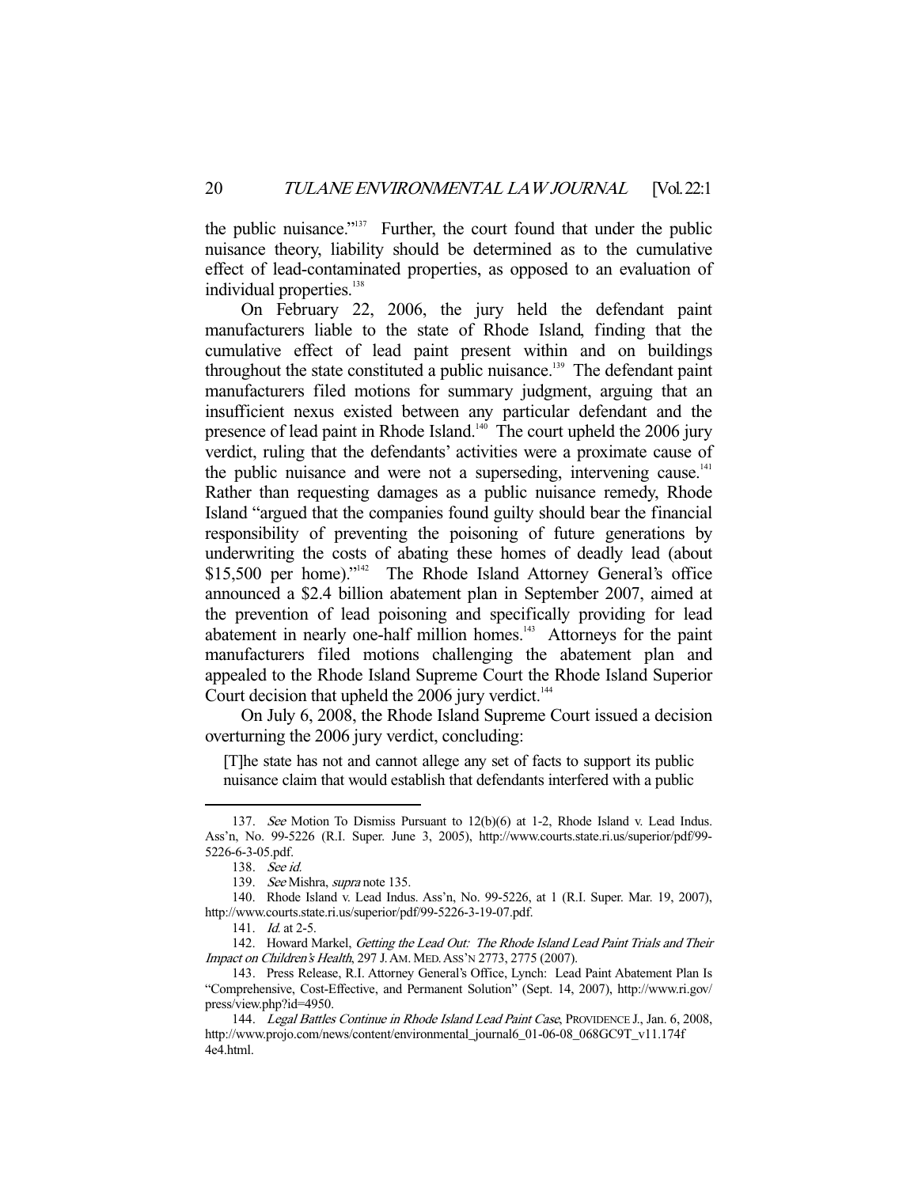the public nuisance."[137] Further, the court found that under the public nuisance theory, liability should be determined as to the cumulative effect of lead-contaminated properties, as opposed to an evaluation of individual properties.[138]

On February 22, 2006, the jury held the defendant paint manufacturers liable to the state of Rhode Island, finding that the cumulative effect of lead paint present within and on buildings throughout the state constituted a public nuisance.[139] The defendant paint manufacturers filed motions for summary judgment, arguing that an insufficient nexus existed between any particular defendant and the presence of lead paint in Rhode Island.[140] The court upheld the 2006 jury verdict, ruling that the defendants' activities were a proximate cause of the public nuisance and were not a superseding, intervening cause.[141] Rather than requesting damages as a public nuisance remedy, Rhode Island "argued that the companies found guilty should bear the financial responsibility of preventing the poisoning of future generations by underwriting the costs of abating these homes of deadly lead (about $15,500 per home)."[142] The Rhode Island Attorney General's office announced a $2.4 billion abatement plan in September 2007, aimed at the prevention of lead poisoning and specifically providing for lead abatement in nearly one-half million homes.[143] Attorneys for the paint manufacturers filed motions challenging the abatement plan and appealed to the Rhode Island Supreme Court the Rhode Island Superior Court decision that upheld the 2006 jury verdict.[144]

On July 6, 2008, the Rhode Island Supreme Court issued a decision overturning the 2006 jury verdict, concluding:

> [T]he state has not and cannot allege any set of facts to support its public nuisance claim that would establish that defendants interfered with a public

---

137. *See* Motion To Dismiss Pursuant to 12(b)(6) at 1-2, Rhode Island v. Lead Indus. Ass'n, No. 99-5226 (R.I. Super. June 3, 2005), http://www.courts.state.ri.us/superior/pdf/99-5226-6-3-05.pdf.

138. *See id.*

139. *See* Mishra, *supra* note 135.

140. Rhode Island v. Lead Indus. Ass'n, No. 99-5226, at 1 (R.I. Super. Mar. 19, 2007), http://www.courts.state.ri.us/superior/pdf/99-5226-3-19-07.pdf.

141. *Id.* at 2-5.

142. Howard Markel, *Getting the Lead Out: The Rhode Island Lead Paint Trials and Their Impact on Children's Health*, 297 J. AM. MED. ASS'N 2773, 2775 (2007).

143. Press Release, R.I. Attorney General's Office, Lynch: Lead Paint Abatement Plan Is "Comprehensive, Cost-Effective, and Permanent Solution" (Sept. 14, 2007), http://www.ri.gov/press/view.php?id=4950.

144. *Legal Battles Continue in Rhode Island Lead Paint Case*, PROVIDENCE J., Jan. 6, 2008, http://www.projo.com/news/content/environmental_journal6_01-06-08_068GC9T_v11.174f4e4.html.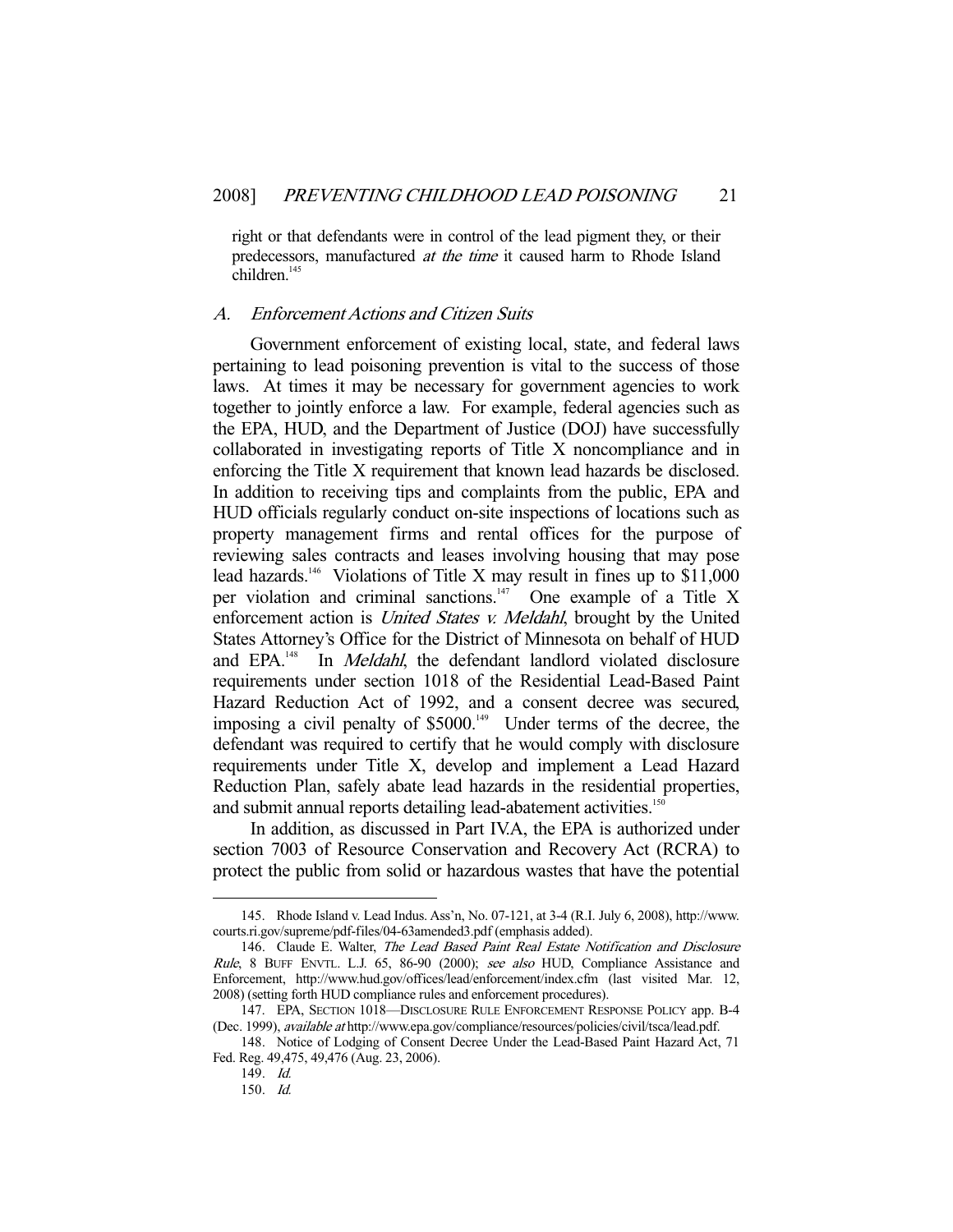right or that defendants were in control of the lead pigment they, or their predecessors, manufactured *at the time* it caused harm to Rhode Island children.[145]

### A. Enforcement Actions and Citizen Suits

Government enforcement of existing local, state, and federal laws pertaining to lead poisoning prevention is vital to the success of those laws. At times it may be necessary for government agencies to work together to jointly enforce a law. For example, federal agencies such as the EPA, HUD, and the Department of Justice (DOJ) have successfully collaborated in investigating reports of Title X noncompliance and in enforcing the Title X requirement that known lead hazards be disclosed. In addition to receiving tips and complaints from the public, EPA and HUD officials regularly conduct on-site inspections of locations such as property management firms and rental offices for the purpose of reviewing sales contracts and leases involving housing that may pose lead hazards.[146] Violations of Title X may result in fines up to $11,000 per violation and criminal sanctions.[147] One example of a Title X enforcement action is *United States v. Meldahl*, brought by the United States Attorney's Office for the District of Minnesota on behalf of HUD and EPA.[148] In *Meldahl*, the defendant landlord violated disclosure requirements under section 1018 of the Residential Lead-Based Paint Hazard Reduction Act of 1992, and a consent decree was secured, imposing a civil penalty of $5000.[149] Under terms of the decree, the defendant was required to certify that he would comply with disclosure requirements under Title X, develop and implement a Lead Hazard Reduction Plan, safely abate lead hazards in the residential properties, and submit annual reports detailing lead-abatement activities.[150]

In addition, as discussed in Part IV.A, the EPA is authorized under section 7003 of Resource Conservation and Recovery Act (RCRA) to protect the public from solid or hazardous wastes that have the potential

---

145. Rhode Island v. Lead Indus. Ass'n, No. 07-121, at 3-4 (R.I. July 6, 2008), http://www.courts.ri.gov/supreme/pdf-files/04-63amended3.pdf (emphasis added).

146. Claude E. Walter, *The Lead Based Paint Real Estate Notification and Disclosure Rule*, 8 BUFF ENVTL. L.J. 65, 86-90 (2000); *see also* HUD, Compliance Assistance and Enforcement, http://www.hud.gov/offices/lead/enforcement/index.cfm (last visited Mar. 12, 2008) (setting forth HUD compliance rules and enforcement procedures).

147. EPA, SECTION 1018—DISCLOSURE RULE ENFORCEMENT RESPONSE POLICY app. B-4 (Dec. 1999), *available at* http://www.epa.gov/compliance/resources/policies/civil/tsca/lead.pdf.

148. Notice of Lodging of Consent Decree Under the Lead-Based Paint Hazard Act, 71 Fed. Reg. 49,475, 49,476 (Aug. 23, 2006).

149. *Id.*

150. *Id.*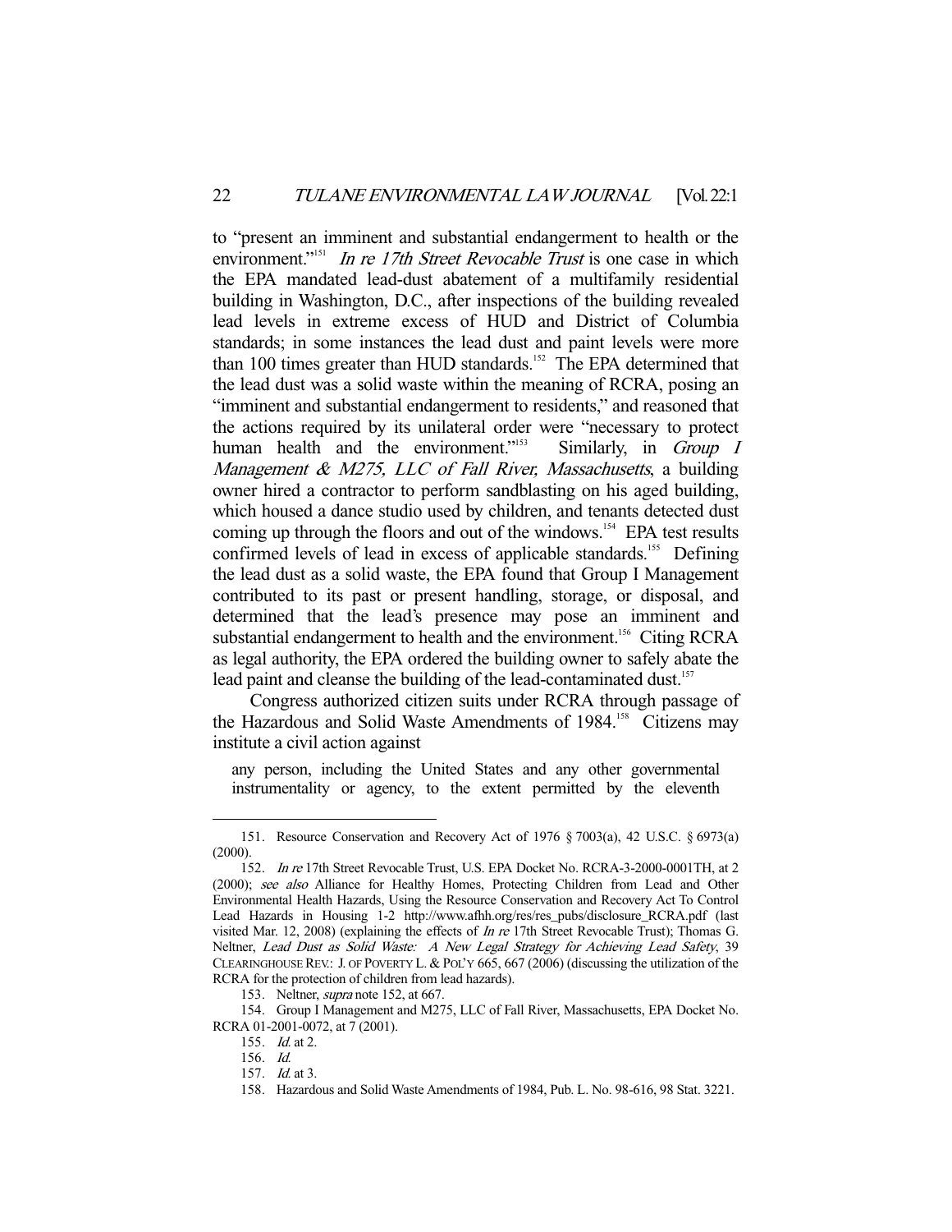to "present an imminent and substantial endangerment to health or the environment."[151] *In re 17th Street Revocable Trust* is one case in which the EPA mandated lead-dust abatement of a multifamily residential building in Washington, D.C., after inspections of the building revealed lead levels in extreme excess of HUD and District of Columbia standards; in some instances the lead dust and paint levels were more than 100 times greater than HUD standards.[152] The EPA determined that the lead dust was a solid waste within the meaning of RCRA, posing an "imminent and substantial endangerment to residents," and reasoned that the actions required by its unilateral order were "necessary to protect human health and the environment."[153] Similarly, in *Group I Management & M275, LLC of Fall River, Massachusetts*, a building owner hired a contractor to perform sandblasting on his aged building, which housed a dance studio used by children, and tenants detected dust coming up through the floors and out of the windows.[154] EPA test results confirmed levels of lead in excess of applicable standards.[155] Defining the lead dust as a solid waste, the EPA found that Group I Management contributed to its past or present handling, storage, or disposal, and determined that the lead's presence may pose an imminent and substantial endangerment to health and the environment.[156] Citing RCRA as legal authority, the EPA ordered the building owner to safely abate the lead paint and cleanse the building of the lead-contaminated dust.[157]

Congress authorized citizen suits under RCRA through passage of the Hazardous and Solid Waste Amendments of 1984.[158] Citizens may institute a civil action against

> any person, including the United States and any other governmental instrumentality or agency, to the extent permitted by the eleventh

---

151. Resource Conservation and Recovery Act of 1976 § 7003(a), 42 U.S.C. § 6973(a) (2000).

152. *In re* 17th Street Revocable Trust, U.S. EPA Docket No. RCRA-3-2000-0001TH, at 2 (2000); *see also* Alliance for Healthy Homes, Protecting Children from Lead and Other Environmental Health Hazards, Using the Resource Conservation and Recovery Act To Control Lead Hazards in Housing 1-2 http://www.afhh.org/res/res_pubs/disclosure_RCRA.pdf (last visited Mar. 12, 2008) (explaining the effects of *In re* 17th Street Revocable Trust); Thomas G. Neltner, *Lead Dust as Solid Waste: A New Legal Strategy for Achieving Lead Safety*, 39 CLEARINGHOUSE REV.: J. OF POVERTY L. & POL'Y 665, 667 (2006) (discussing the utilization of the RCRA for the protection of children from lead hazards).

153. Neltner, *supra* note 152, at 667.

154. Group I Management and M275, LLC of Fall River, Massachusetts, EPA Docket No. RCRA 01-2001-0072, at 7 (2001).

155. *Id.* at 2.

156. *Id.*

157. *Id.* at 3.

158. Hazardous and Solid Waste Amendments of 1984, Pub. L. No. 98-616, 98 Stat. 3221.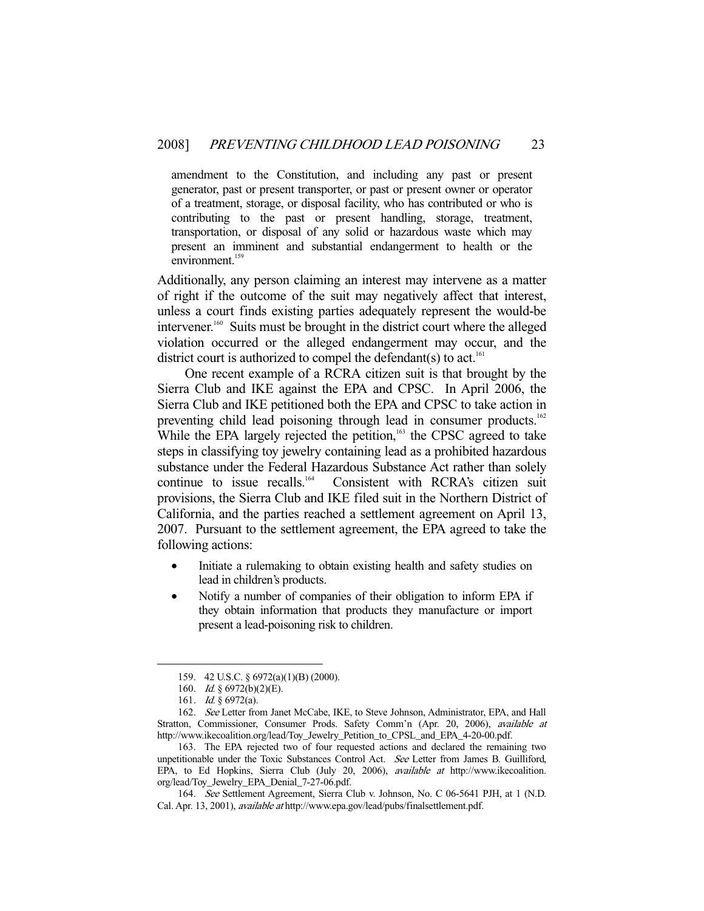> amendment to the Constitution, and including any past or present generator, past or present transporter, or past or present owner or operator of a treatment, storage, or disposal facility, who has contributed or who is contributing to the past or present handling, storage, treatment, transportation, or disposal of any solid or hazardous waste which may present an imminent and substantial endangerment to health or the environment.[159]

Additionally, any person claiming an interest may intervene as a matter of right if the outcome of the suit may negatively affect that interest, unless a court finds existing parties adequately represent the would-be intervener.[160] Suits must be brought in the district court where the alleged violation occurred or the alleged endangerment may occur, and the district court is authorized to compel the defendant(s) to act.[161]

One recent example of a RCRA citizen suit is that brought by the Sierra Club and IKE against the EPA and CPSC. In April 2006, the Sierra Club and IKE petitioned both the EPA and CPSC to take action in preventing child lead poisoning through lead in consumer products.[162] While the EPA largely rejected the petition,[163] the CPSC agreed to take steps in classifying toy jewelry containing lead as a prohibited hazardous substance under the Federal Hazardous Substance Act rather than solely continue to issue recalls.[164] Consistent with RCRA's citizen suit provisions, the Sierra Club and IKE filed suit in the Northern District of California, and the parties reached a settlement agreement on April 13, 2007. Pursuant to the settlement agreement, the EPA agreed to take the following actions:

- Initiate a rulemaking to obtain existing health and safety studies on lead in children's products.
- Notify a number of companies of their obligation to inform EPA if they obtain information that products they manufacture or import present a lead-poisoning risk to children.

---

159. 42 U.S.C. § 6972(a)(1)(B) (2000).

160. *Id.* § 6972(b)(2)(E).

161. *Id.* § 6972(a).

162. *See* Letter from Janet McCabe, IKE, to Steve Johnson, Administrator, EPA, and Hall Stratton, Commissioner, Consumer Prods. Safety Comm'n (Apr. 20, 2006), *available at* http://www.ikecoalition.org/lead/Toy_Jewelry_Petition_to_CPSL_and_EPA_4-20-00.pdf.

163. The EPA rejected two of four requested actions and declared the remaining two unpetitionable under the Toxic Substances Control Act. *See* Letter from James B. Guilliford, EPA, to Ed Hopkins, Sierra Club (July 20, 2006), *available at* http://www.ikecoalition.org/lead/Toy_Jewelry_EPA_Denial_7-27-06.pdf.

164. *See* Settlement Agreement, Sierra Club v. Johnson, No. C 06-5641 PJH, at 1 (N.D. Cal. Apr. 13, 2001), *available at* http://www.epa.gov/lead/pubs/finalsettlement.pdf.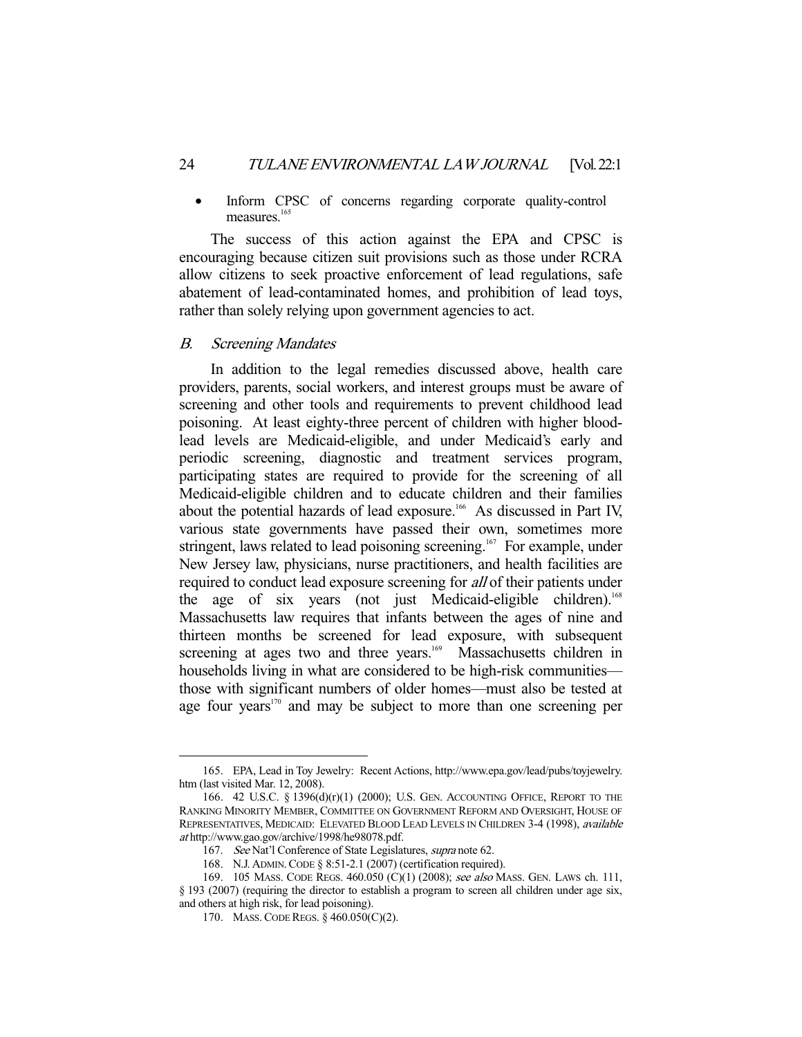- Inform CPSC of concerns regarding corporate quality-control measures.[165]

The success of this action against the EPA and CPSC is encouraging because citizen suit provisions such as those under RCRA allow citizens to seek proactive enforcement of lead regulations, safe abatement of lead-contaminated homes, and prohibition of lead toys, rather than solely relying upon government agencies to act.

### *B. Screening Mandates*

In addition to the legal remedies discussed above, health care providers, parents, social workers, and interest groups must be aware of screening and other tools and requirements to prevent childhood lead poisoning. At least eighty-three percent of children with higher blood-lead levels are Medicaid-eligible, and under Medicaid's early and periodic screening, diagnostic and treatment services program, participating states are required to provide for the screening of all Medicaid-eligible children and to educate children and their families about the potential hazards of lead exposure.[166] As discussed in Part IV, various state governments have passed their own, sometimes more stringent, laws related to lead poisoning screening.[167] For example, under New Jersey law, physicians, nurse practitioners, and health facilities are required to conduct lead exposure screening for *all* of their patients under the age of six years (not just Medicaid-eligible children).[168] Massachusetts law requires that infants between the ages of nine and thirteen months be screened for lead exposure, with subsequent screening at ages two and three years.[169] Massachusetts children in households living in what are considered to be high-risk communities—those with significant numbers of older homes—must also be tested at age four years[170] and may be subject to more than one screening per

---

165. EPA, Lead in Toy Jewelry: Recent Actions, http://www.epa.gov/lead/pubs/toyjewelry.htm (last visited Mar. 12, 2008).

166. 42 U.S.C. § 1396(d)(r)(1) (2000); U.S. GEN. ACCOUNTING OFFICE, REPORT TO THE RANKING MINORITY MEMBER, COMMITTEE ON GOVERNMENT REFORM AND OVERSIGHT, HOUSE OF REPRESENTATIVES, MEDICAID: ELEVATED BLOOD LEAD LEVELS IN CHILDREN 3-4 (1998), *available at* http://www.gao.gov/archive/1998/he98078.pdf.

167. *See* Nat'l Conference of State Legislatures, *supra* note 62.

168. N.J. ADMIN. CODE § 8:51-2.1 (2007) (certification required).

169. 105 MASS. CODE REGS. 460.050 (C)(1) (2008); *see also* MASS. GEN. LAWS ch. 111, § 193 (2007) (requiring the director to establish a program to screen all children under age six, and others at high risk, for lead poisoning).

170. MASS. CODE REGS. § 460.050(C)(2).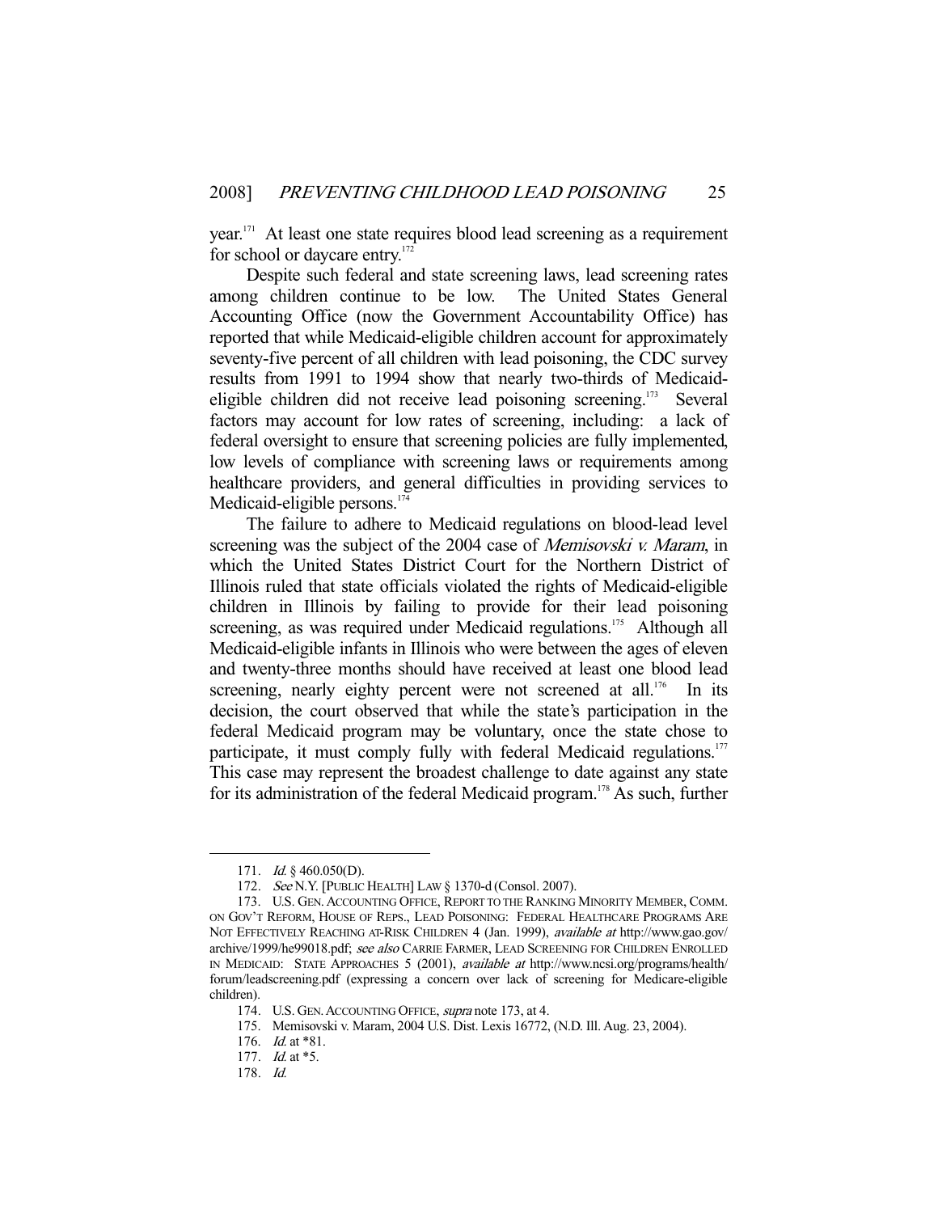year.[171] At least one state requires blood lead screening as a requirement for school or daycare entry.[172]

Despite such federal and state screening laws, lead screening rates among children continue to be low. The United States General Accounting Office (now the Government Accountability Office) has reported that while Medicaid-eligible children account for approximately seventy-five percent of all children with lead poisoning, the CDC survey results from 1991 to 1994 show that nearly two-thirds of Medicaid-eligible children did not receive lead poisoning screening.[173] Several factors may account for low rates of screening, including: a lack of federal oversight to ensure that screening policies are fully implemented, low levels of compliance with screening laws or requirements among healthcare providers, and general difficulties in providing services to Medicaid-eligible persons.[174]

The failure to adhere to Medicaid regulations on blood-lead level screening was the subject of the 2004 case of *Memisovski v. Maram*, in which the United States District Court for the Northern District of Illinois ruled that state officials violated the rights of Medicaid-eligible children in Illinois by failing to provide for their lead poisoning screening, as was required under Medicaid regulations.[175] Although all Medicaid-eligible infants in Illinois who were between the ages of eleven and twenty-three months should have received at least one blood lead screening, nearly eighty percent were not screened at all.[176] In its decision, the court observed that while the state's participation in the federal Medicaid program may be voluntary, once the state chose to participate, it must comply fully with federal Medicaid regulations.[177] This case may represent the broadest challenge to date against any state for its administration of the federal Medicaid program.[178] As such, further

---

171. *Id.* § 460.050(D).

172. *See* N.Y. [PUBLIC HEALTH] LAW § 1370-d (Consol. 2007).

173. U.S. GEN. ACCOUNTING OFFICE, REPORT TO THE RANKING MINORITY MEMBER, COMM. ON GOV'T REFORM, HOUSE OF REPS., LEAD POISONING: FEDERAL HEALTHCARE PROGRAMS ARE NOT EFFECTIVELY REACHING AT-RISK CHILDREN 4 (Jan. 1999), *available at* http://www.gao.gov/archive/1999/he99018.pdf; *see also* CARRIE FARMER, LEAD SCREENING FOR CHILDREN ENROLLED IN MEDICAID: STATE APPROACHES 5 (2001), *available at* http://www.ncsi.org/programs/health/forum/leadscreening.pdf (expressing a concern over lack of screening for Medicare-eligible children).

174. U.S. GEN. ACCOUNTING OFFICE, *supra* note 173, at 4.

175. Memisovski v. Maram, 2004 U.S. Dist. Lexis 16772, (N.D. Ill. Aug. 23, 2004).

176. *Id.* at *81.

177. *Id.* at *5.

178. *Id.*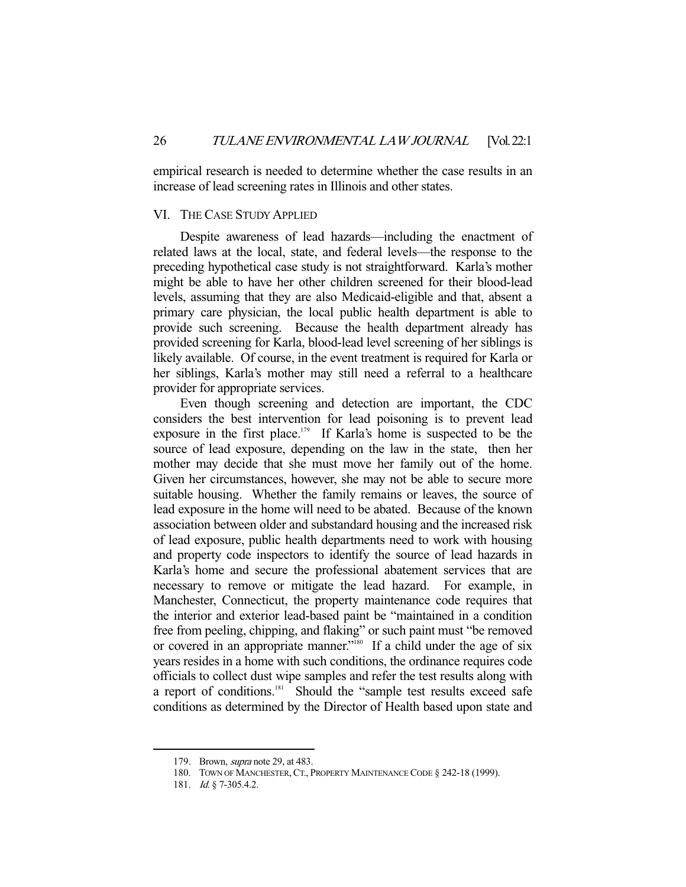empirical research is needed to determine whether the case results in an increase of lead screening rates in Illinois and other states.

## VI. THE CASE STUDY APPLIED

Despite awareness of lead hazards—including the enactment of related laws at the local, state, and federal levels—the response to the preceding hypothetical case study is not straightforward. Karla's mother might be able to have her other children screened for their blood-lead levels, assuming that they are also Medicaid-eligible and that, absent a primary care physician, the local public health department is able to provide such screening. Because the health department already has provided screening for Karla, blood-lead level screening of her siblings is likely available. Of course, in the event treatment is required for Karla or her siblings, Karla's mother may still need a referral to a healthcare provider for appropriate services.

Even though screening and detection are important, the CDC considers the best intervention for lead poisoning is to prevent lead exposure in the first place.[179] If Karla's home is suspected to be the source of lead exposure, depending on the law in the state, then her mother may decide that she must move her family out of the home. Given her circumstances, however, she may not be able to secure more suitable housing. Whether the family remains or leaves, the source of lead exposure in the home will need to be abated. Because of the known association between older and substandard housing and the increased risk of lead exposure, public health departments need to work with housing and property code inspectors to identify the source of lead hazards in Karla's home and secure the professional abatement services that are necessary to remove or mitigate the lead hazard. For example, in Manchester, Connecticut, the property maintenance code requires that the interior and exterior lead-based paint be "maintained in a condition free from peeling, chipping, and flaking" or such paint must "be removed or covered in an appropriate manner."[180] If a child under the age of six years resides in a home with such conditions, the ordinance requires code officials to collect dust wipe samples and refer the test results along with a report of conditions.[181] Should the "sample test results exceed safe conditions as determined by the Director of Health based upon state and

---

179. Brown, *supra* note 29, at 483.

180. TOWN OF MANCHESTER, CT., PROPERTY MAINTENANCE CODE § 242-18 (1999).

181. *Id.* § 7-305.4.2.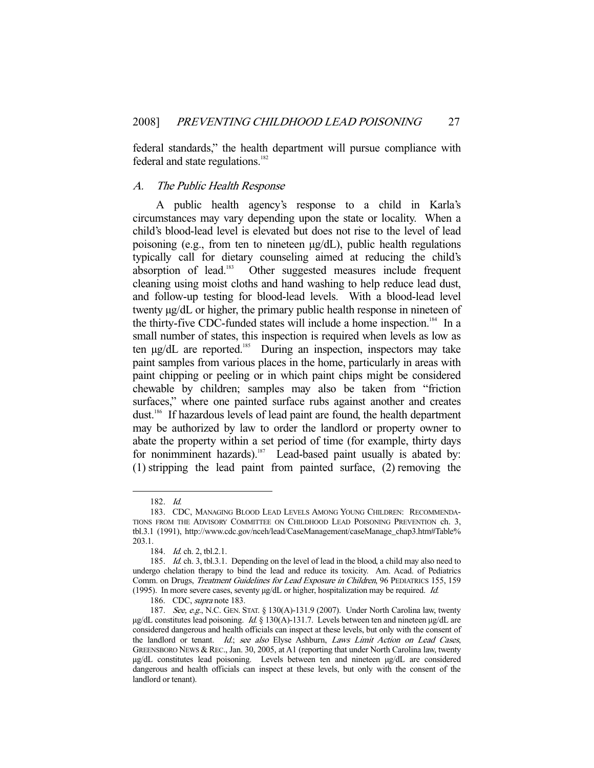federal standards," the health department will pursue compliance with federal and state regulations.[182]

### A. *The Public Health Response*

A public health agency's response to a child in Karla's circumstances may vary depending upon the state or locality. When a child's blood-lead level is elevated but does not rise to the level of lead poisoning (e.g., from ten to nineteen μg/dL), public health regulations typically call for dietary counseling aimed at reducing the child's absorption of lead.[183] Other suggested measures include frequent cleaning using moist cloths and hand washing to help reduce lead dust, and follow-up testing for blood-lead levels. With a blood-lead level twenty μg/dL or higher, the primary public health response in nineteen of the thirty-five CDC-funded states will include a home inspection.[184] In a small number of states, this inspection is required when levels as low as ten μg/dL are reported.[185] During an inspection, inspectors may take paint samples from various places in the home, particularly in areas with paint chipping or peeling or in which paint chips might be considered chewable by children; samples may also be taken from "friction surfaces," where one painted surface rubs against another and creates dust.[186] If hazardous levels of lead paint are found, the health department may be authorized by law to order the landlord or property owner to abate the property within a set period of time (for example, thirty days for nonimminent hazards).[187] Lead-based paint usually is abated by: (1) stripping the lead paint from painted surface, (2) removing the

---

182. *Id.*

183. CDC, MANAGING BLOOD LEAD LEVELS AMONG YOUNG CHILDREN: RECOMMENDATIONS FROM THE ADVISORY COMMITTEE ON CHILDHOOD LEAD POISONING PREVENTION ch. 3, tbl.3.1 (1991), http://www.cdc.gov/nceh/lead/CaseManagement/caseManage_chap3.htm#Table%203.1.

184. *Id.* ch. 2, tbl.2.1.

185. *Id.* ch. 3, tbl.3.1. Depending on the level of lead in the blood, a child may also need to undergo chelation therapy to bind the lead and reduce its toxicity. Am. Acad. of Pediatrics Comm. on Drugs, *Treatment Guidelines for Lead Exposure in Children*, 96 PEDIATRICS 155, 159 (1995). In more severe cases, seventy μg/dL or higher, hospitalization may be required. *Id.*

186. CDC, *supra* note 183.

187. *See, e.g.*, N.C. GEN. STAT. § 130(A)-131.9 (2007). Under North Carolina law, twenty μg/dL constitutes lead poisoning. *Id.* § 130(A)-131.7. Levels between ten and nineteen μg/dL are considered dangerous and health officials can inspect at these levels, but only with the consent of the landlord or tenant. *Id.*; *see also* Elyse Ashburn, *Laws Limit Action on Lead Cases*, GREENSBORO NEWS & REC., Jan. 30, 2005, at A1 (reporting that under North Carolina law, twenty μg/dL constitutes lead poisoning. Levels between ten and nineteen μg/dL are considered dangerous and health officials can inspect at these levels, but only with the consent of the landlord or tenant).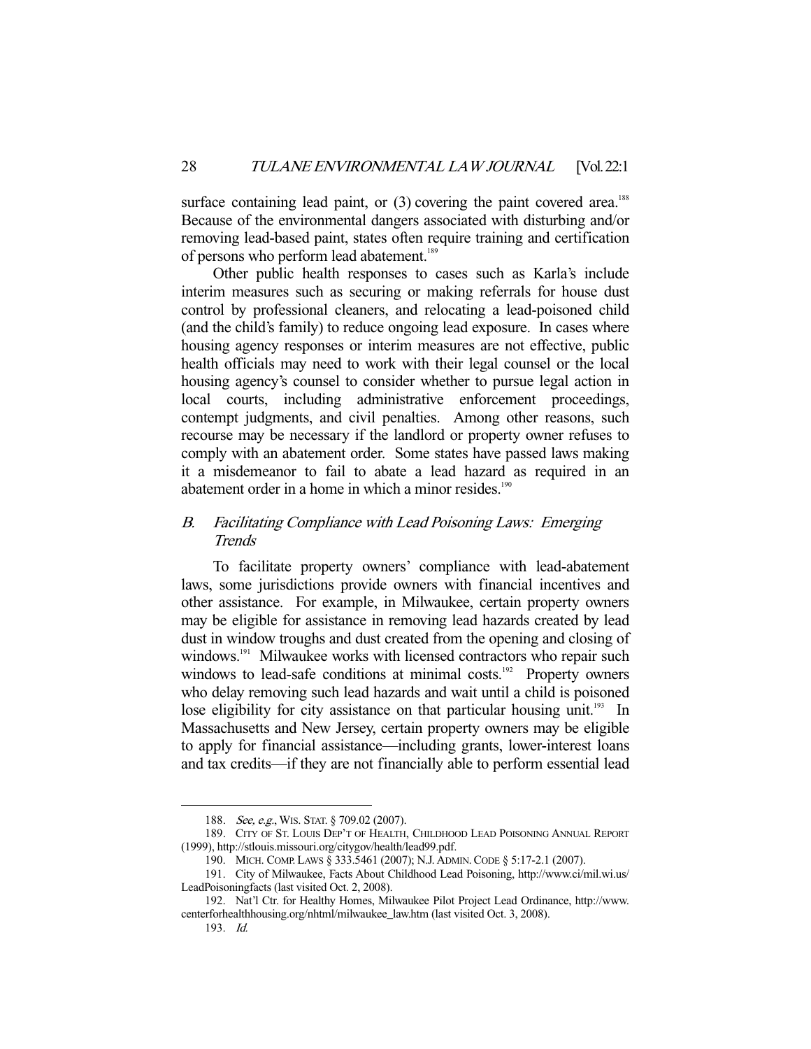surface containing lead paint, or (3) covering the paint covered area.[188] Because of the environmental dangers associated with disturbing and/or removing lead-based paint, states often require training and certification of persons who perform lead abatement.[189]

Other public health responses to cases such as Karla's include interim measures such as securing or making referrals for house dust control by professional cleaners, and relocating a lead-poisoned child (and the child's family) to reduce ongoing lead exposure. In cases where housing agency responses or interim measures are not effective, public health officials may need to work with their legal counsel or the local housing agency's counsel to consider whether to pursue legal action in local courts, including administrative enforcement proceedings, contempt judgments, and civil penalties. Among other reasons, such recourse may be necessary if the landlord or property owner refuses to comply with an abatement order. Some states have passed laws making it a misdemeanor to fail to abate a lead hazard as required in an abatement order in a home in which a minor resides.[190]

### B. *Facilitating Compliance with Lead Poisoning Laws: Emerging Trends*

To facilitate property owners' compliance with lead-abatement laws, some jurisdictions provide owners with financial incentives and other assistance. For example, in Milwaukee, certain property owners may be eligible for assistance in removing lead hazards created by lead dust in window troughs and dust created from the opening and closing of windows.[191] Milwaukee works with licensed contractors who repair such windows to lead-safe conditions at minimal costs.[192] Property owners who delay removing such lead hazards and wait until a child is poisoned lose eligibility for city assistance on that particular housing unit.[193] In Massachusetts and New Jersey, certain property owners may be eligible to apply for financial assistance—including grants, lower-interest loans and tax credits—if they are not financially able to perform essential lead

---

188. *See, e.g.*, WIS. STAT. § 709.02 (2007).

189. CITY OF ST. LOUIS DEP'T OF HEALTH, CHILDHOOD LEAD POISONING ANNUAL REPORT (1999), http://stlouis.missouri.org/citygov/health/lead99.pdf.

190. MICH. COMP. LAWS § 333.5461 (2007); N.J. ADMIN. CODE § 5:17-2.1 (2007).

191. City of Milwaukee, Facts About Childhood Lead Poisoning, http://www.ci/mil.wi.us/LeadPoisoningfacts (last visited Oct. 2, 2008).

192. Nat'l Ctr. for Healthy Homes, Milwaukee Pilot Project Lead Ordinance, http://www.centerforhealthhousing.org/nhtml/milwaukee_law.htm (last visited Oct. 3, 2008).

193. *Id.*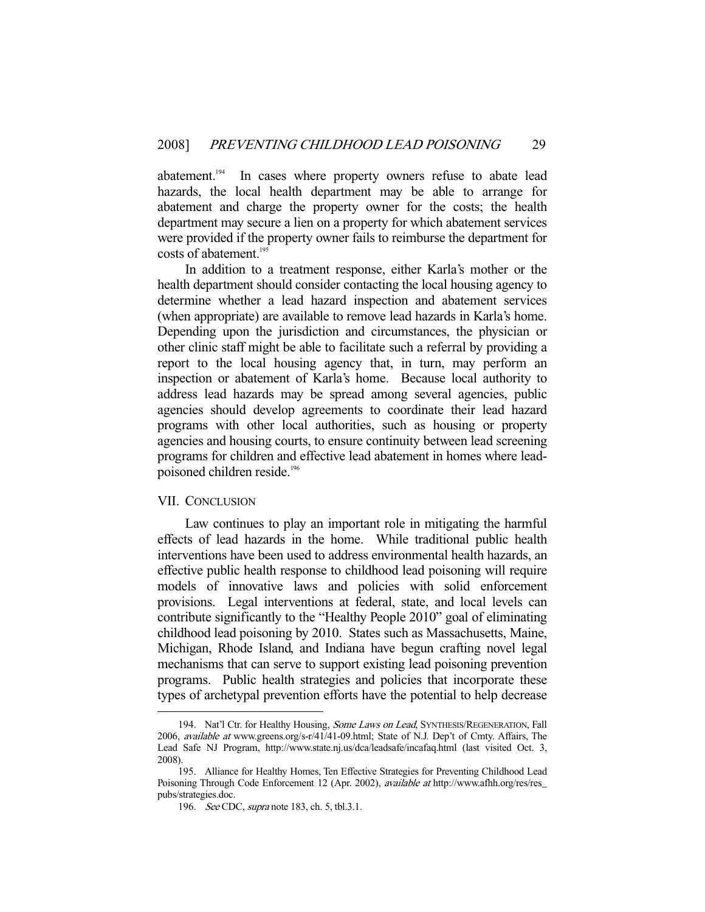abatement.[194] In cases where property owners refuse to abate lead hazards, the local health department may be able to arrange for abatement and charge the property owner for the costs; the health department may secure a lien on a property for which abatement services were provided if the property owner fails to reimburse the department for costs of abatement.[195]

In addition to a treatment response, either Karla's mother or the health department should consider contacting the local housing agency to determine whether a lead hazard inspection and abatement services (when appropriate) are available to remove lead hazards in Karla's home. Depending upon the jurisdiction and circumstances, the physician or other clinic staff might be able to facilitate such a referral by providing a report to the local housing agency that, in turn, may perform an inspection or abatement of Karla's home. Because local authority to address lead hazards may be spread among several agencies, public agencies should develop agreements to coordinate their lead hazard programs with other local authorities, such as housing or property agencies and housing courts, to ensure continuity between lead screening programs for children and effective lead abatement in homes where lead-poisoned children reside.[196]

## VII. CONCLUSION

Law continues to play an important role in mitigating the harmful effects of lead hazards in the home. While traditional public health interventions have been used to address environmental health hazards, an effective public health response to childhood lead poisoning will require models of innovative laws and policies with solid enforcement provisions. Legal interventions at federal, state, and local levels can contribute significantly to the "Healthy People 2010" goal of eliminating childhood lead poisoning by 2010. States such as Massachusetts, Maine, Michigan, Rhode Island, and Indiana have begun crafting novel legal mechanisms that can serve to support existing lead poisoning prevention programs. Public health strategies and policies that incorporate these types of archetypal prevention efforts have the potential to help decrease

---

194. Nat'l Ctr. for Healthy Housing, *Some Laws on Lead*, SYNTHESIS/REGENERATION, Fall 2006, *available at* www.greens.org/s-r/41/41-09.html; State of N.J. Dep't of Cmty. Affairs, The Lead Safe NJ Program, http://www.state.nj.us/dca/leadsafe/incafaq.html (last visited Oct. 3, 2008).

195. Alliance for Healthy Homes, Ten Effective Strategies for Preventing Childhood Lead Poisoning Through Code Enforcement 12 (Apr. 2002), *available at* http://www.afhh.org/res/res_pubs/strategies.doc.

196. *See* CDC, *supra* note 183, ch. 5, tbl.3.1.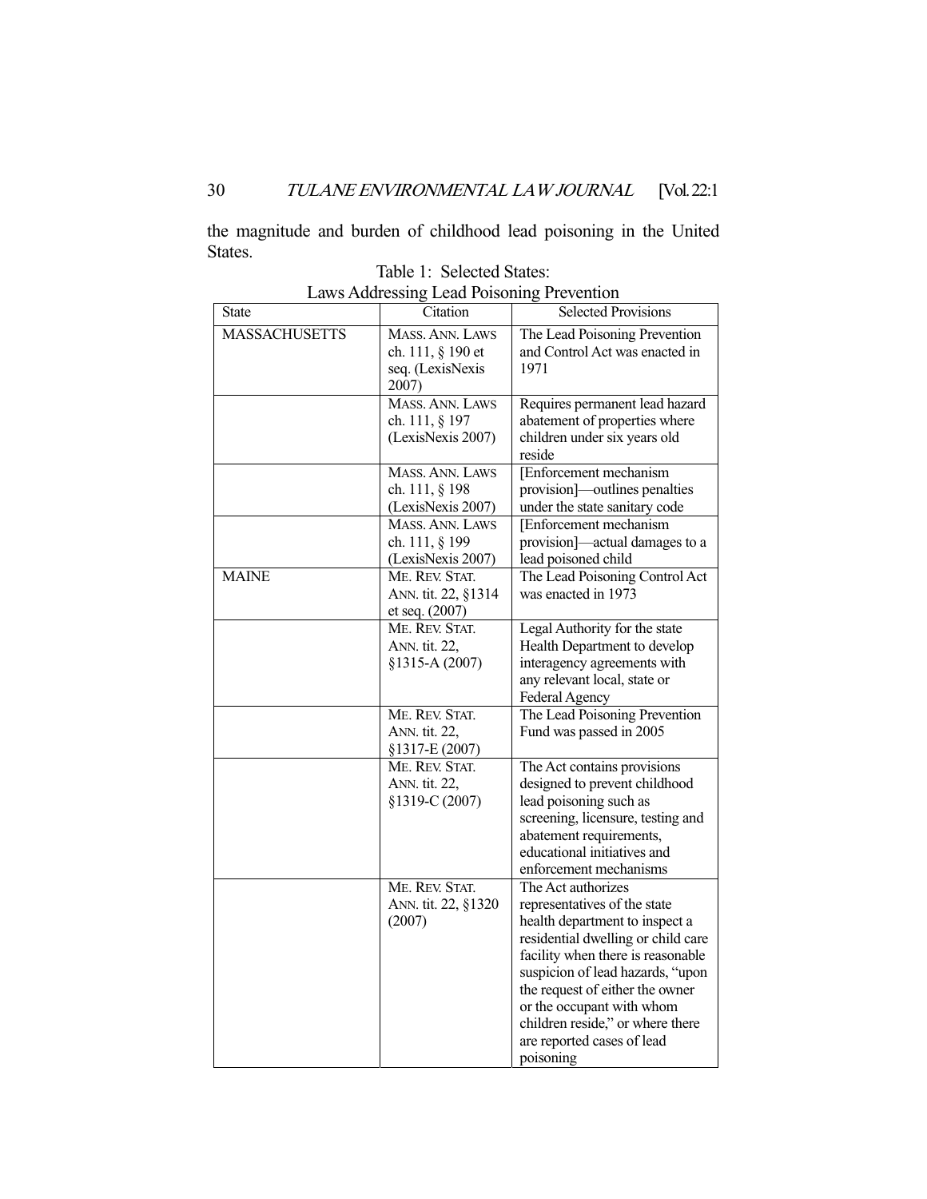the magnitude and burden of childhood lead poisoning in the United States.

Table 1: Selected States:
Laws Addressing Lead Poisoning Prevention

| State | Citation | Selected Provisions |
|---|---|---|
| MASSACHUSETTS | MASS. ANN. LAWS ch. 111, § 190 et seq. (LexisNexis 2007) | The Lead Poisoning Prevention and Control Act was enacted in 1971 |
| | MASS. ANN. LAWS ch. 111, § 197 (LexisNexis 2007) | Requires permanent lead hazard abatement of properties where children under six years old reside |
| | MASS. ANN. LAWS ch. 111, § 198 (LexisNexis 2007) | [Enforcement mechanism provision]—outlines penalties under the state sanitary code |
| | MASS. ANN. LAWS ch. 111, § 199 (LexisNexis 2007) | [Enforcement mechanism provision]—actual damages to a lead poisoned child |
| MAINE | ME. REV. STAT. ANN. tit. 22, §1314 et seq. (2007) | The Lead Poisoning Control Act was enacted in 1973 |
| | ME. REV. STAT. ANN. tit. 22, §1315-A (2007) | Legal Authority for the state Health Department to develop interagency agreements with any relevant local, state or Federal Agency |
| | ME. REV. STAT. ANN. tit. 22, §1317-E (2007) | The Lead Poisoning Prevention Fund was passed in 2005 |
| | ME. REV. STAT. ANN. tit. 22, §1319-C (2007) | The Act contains provisions designed to prevent childhood lead poisoning such as screening, licensure, testing and abatement requirements, educational initiatives and enforcement mechanisms |
| | ME. REV. STAT. ANN. tit. 22, §1320 (2007) | The Act authorizes representatives of the state health department to inspect a residential dwelling or child care facility when there is reasonable suspicion of lead hazards, "upon the request of either the owner or the occupant with whom children reside," or where there are reported cases of lead poisoning |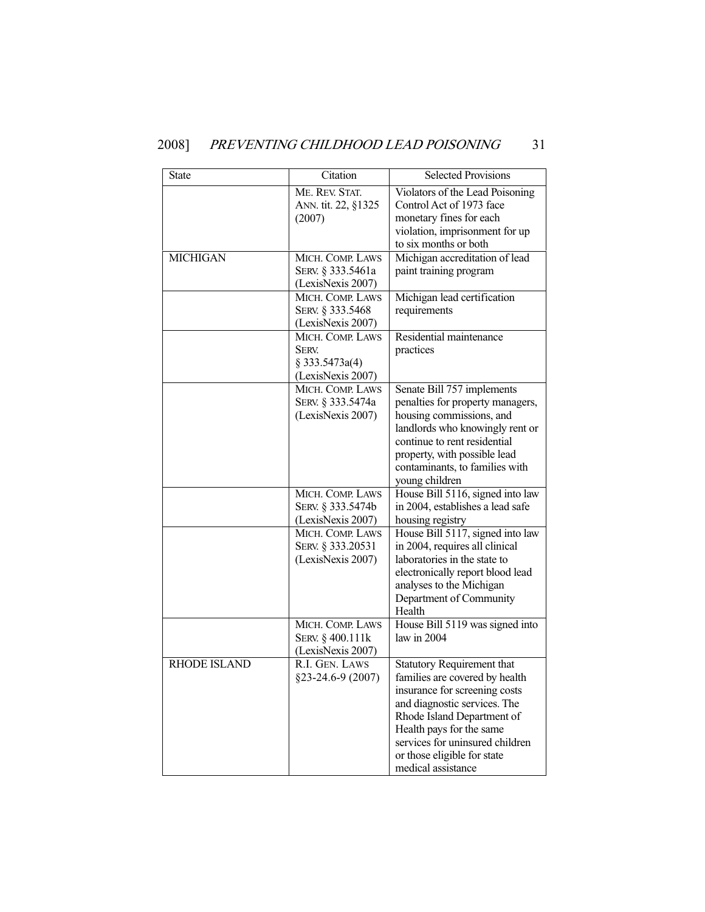| State | Citation | Selected Provisions |
| --- | --- | --- |
| | ME. REV. STAT. ANN. tit. 22, §1325 (2007) | Violators of the Lead Poisoning Control Act of 1973 face monetary fines for each violation, imprisonment for up to six months or both |
| MICHIGAN | MICH. COMP. LAWS SERV. § 333.5461a (LexisNexis 2007) | Michigan accreditation of lead paint training program |
| | MICH. COMP. LAWS SERV. § 333.5468 (LexisNexis 2007) | Michigan lead certification requirements |
| | MICH. COMP. LAWS SERV. § 333.5473a(4) (LexisNexis 2007) | Residential maintenance practices |
| | MICH. COMP. LAWS SERV. § 333.5474a (LexisNexis 2007) | Senate Bill 757 implements penalties for property managers, housing commissions, and landlords who knowingly rent or continue to rent residential property, with possible lead contaminants, to families with young children |
| | MICH. COMP. LAWS SERV. § 333.5474b (LexisNexis 2007) | House Bill 5116, signed into law in 2004, establishes a lead safe housing registry |
| | MICH. COMP. LAWS SERV. § 333.20531 (LexisNexis 2007) | House Bill 5117, signed into law in 2004, requires all clinical laboratories in the state to electronically report blood lead analyses to the Michigan Department of Community Health |
| | MICH. COMP. LAWS SERV. § 400.111k (LexisNexis 2007) | House Bill 5119 was signed into law in 2004 |
| RHODE ISLAND | R.I. GEN. LAWS §23-24.6-9 (2007) | Statutory Requirement that families are covered by health insurance for screening costs and diagnostic services. The Rhode Island Department of Health pays for the same services for uninsured children or those eligible for state medical assistance |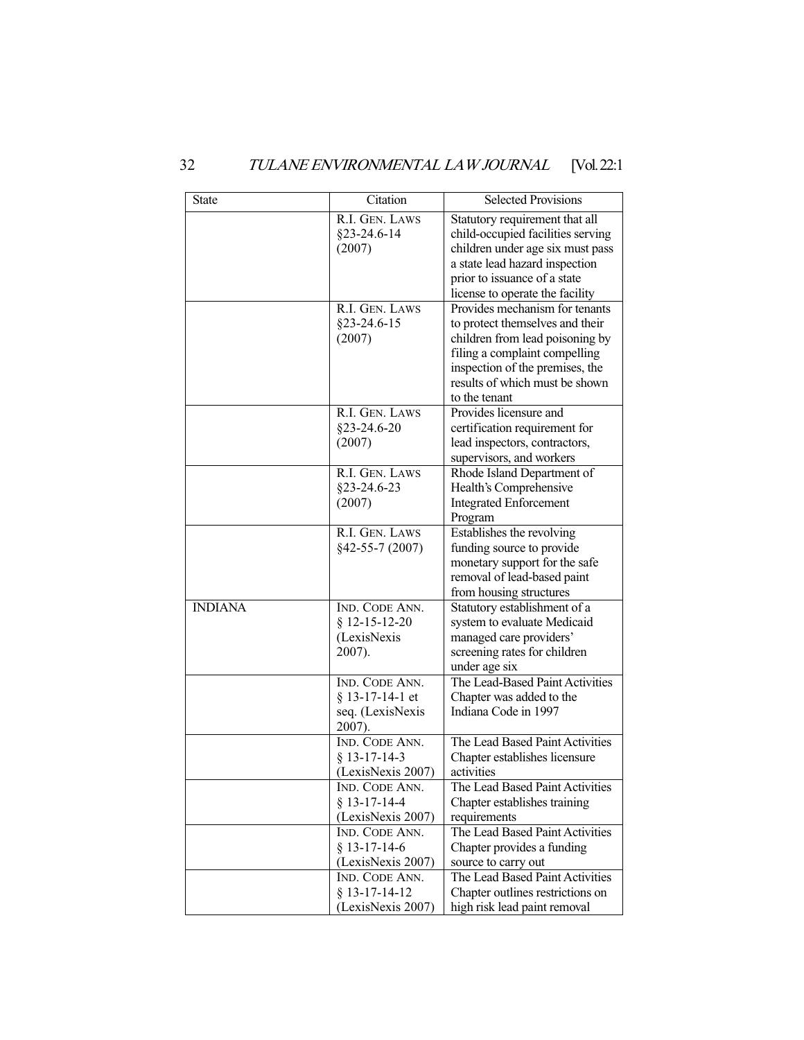| State | Citation | Selected Provisions |
| --- | --- | --- |
| | R.I. GEN. LAWS §23-24.6-14 (2007) | Statutory requirement that all child-occupied facilities serving children under age six must pass a state lead hazard inspection prior to issuance of a state license to operate the facility |
| | R.I. GEN. LAWS §23-24.6-15 (2007) | Provides mechanism for tenants to protect themselves and their children from lead poisoning by filing a complaint compelling inspection of the premises, the results of which must be shown to the tenant |
| | R.I. GEN. LAWS §23-24.6-20 (2007) | Provides licensure and certification requirement for lead inspectors, contractors, supervisors, and workers |
| | R.I. GEN. LAWS §23-24.6-23 (2007) | Rhode Island Department of Health's Comprehensive Integrated Enforcement Program |
| | R.I. GEN. LAWS §42-55-7 (2007) | Establishes the revolving funding source to provide monetary support for the safe removal of lead-based paint from housing structures |
| INDIANA | IND. CODE ANN. § 12-15-12-20 (LexisNexis 2007). | Statutory establishment of a system to evaluate Medicaid managed care providers' screening rates for children under age six |
| | IND. CODE ANN. § 13-17-14-1 et seq. (LexisNexis 2007). | The Lead-Based Paint Activities Chapter was added to the Indiana Code in 1997 |
| | IND. CODE ANN. § 13-17-14-3 (LexisNexis 2007) | The Lead Based Paint Activities Chapter establishes licensure activities |
| | IND. CODE ANN. § 13-17-14-4 (LexisNexis 2007) | The Lead Based Paint Activities Chapter establishes training requirements |
| | IND. CODE ANN. § 13-17-14-6 (LexisNexis 2007) | The Lead Based Paint Activities Chapter provides a funding source to carry out |
| | IND. CODE ANN. § 13-17-14-12 (LexisNexis 2007) | The Lead Based Paint Activities Chapter outlines restrictions on high risk lead paint removal |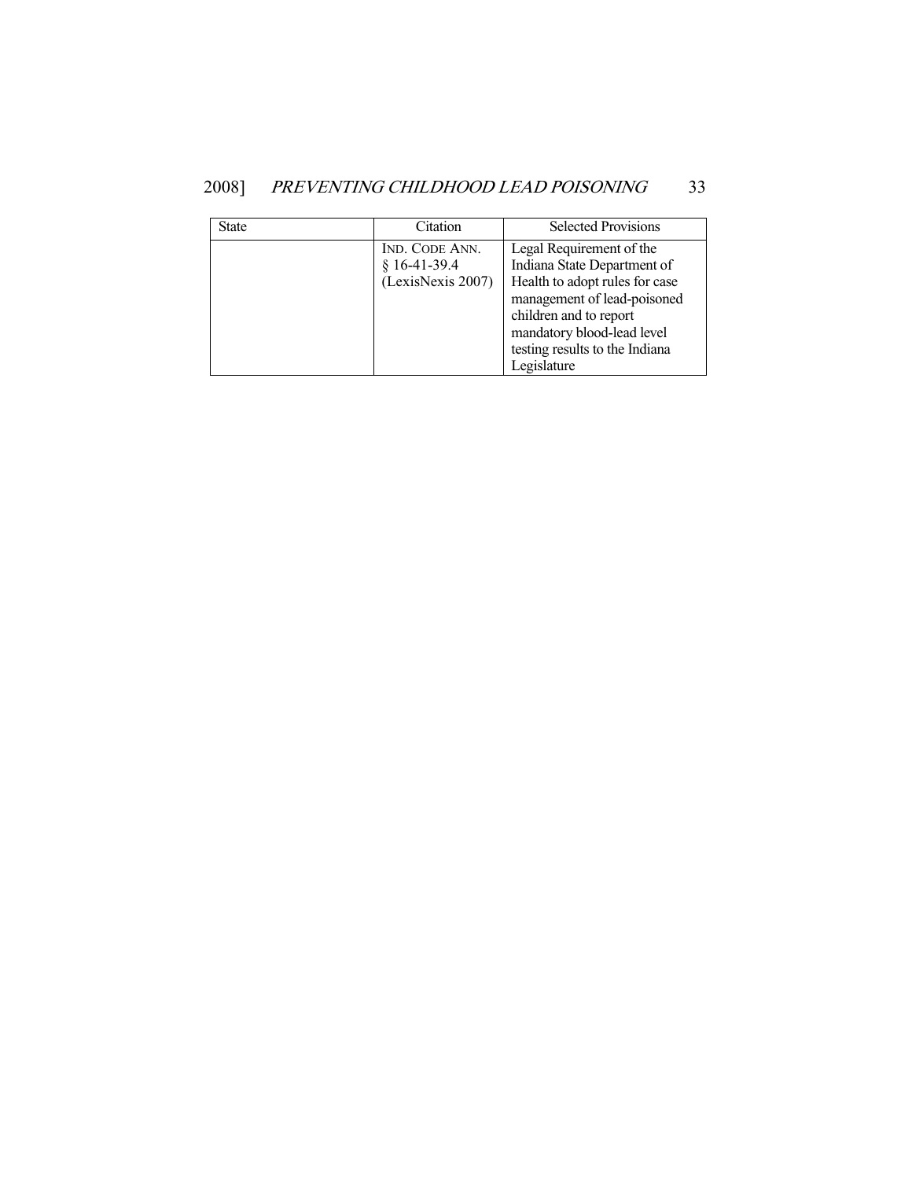| State | Citation | Selected Provisions |
| --- | --- | --- |
| | IND. CODE ANN. § 16-41-39.4 (LexisNexis 2007) | Legal Requirement of the Indiana State Department of Health to adopt rules for case management of lead-poisoned children and to report mandatory blood-lead level testing results to the Indiana Legislature |